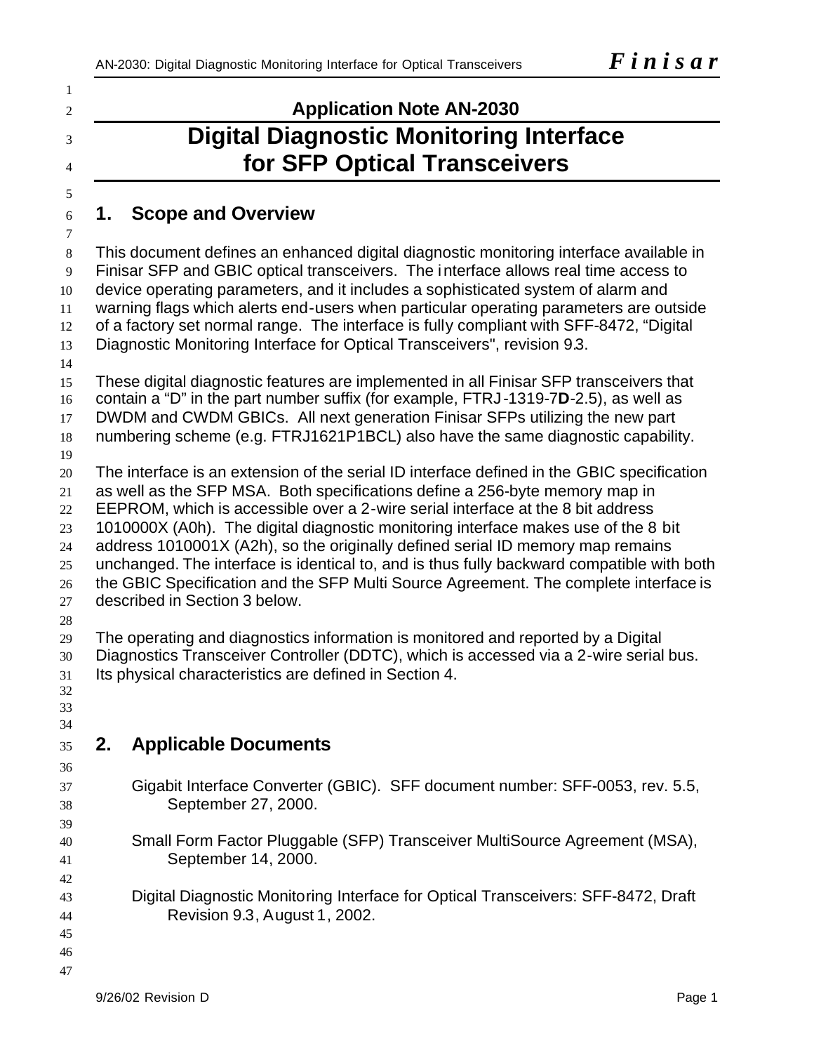**Application Note AN-2030**

# Digital Diagnostic Monitoring Interface for SFP Optical Transceivers

## 1. Scope and Overview

This document defines an enhanced digital diagnostic monitoring interface available in Finisar SFP and GBIC optical transceivers. The interface allows real time access to device operating parameters, and it includes a sophisticated system of alarm and warning flags which alerts end-users when particular operating parameters are outside of a factory set normal range. The interface is fully compliant with SFF-8472, "Digital Diagnostic Monitoring Interface for Optical Transceivers", revision 9.3.

These digital diagnostic features are implemented in all Finisar SFP transceivers that contain a "D" in the part number suffix (for example, FTRJ-1319-7**D**-2.5), as well as DWDM and CWDM GBICs. All next generation Finisar SFPs utilizing the new part numbering scheme (e.g. FTRJ1621P1BCL) also have the same diagnostic capability.

The interface is an extension of the serial ID interface defined in the GBIC specification as well as the SFP MSA. Both specifications define a 256-byte memory map in EEPROM, which is accessible over a 2-wire serial interface at the 8 bit address 1010000X (A0h). The digital diagnostic monitoring interface makes use of the 8 bit address 1010001X (A2h), so the originally defined serial ID memory map remains unchanged. The interface is identical to, and is thus fully backward compatible with both the GBIC Specification and the SFP Multi Source Agreement. The complete interface is described in Section 3 below.

The operating and diagnostics information is monitored and reported by a Digital Diagnostics Transceiver Controller (DDTC), which is accessed via a 2-wire serial bus. Its physical characteristics are defined in Section 4.

## 2. Applicable Documents

Gigabit Interface Converter (GBIC). SFF document number: SFF-0053, rev. 5.5, September 27, 2000.

Small Form Factor Pluggable (SFP) Transceiver MultiSource Agreement (MSA), September 14, 2000.

Digital Diagnostic Monitoring Interface for Optical Transceivers: SFF-8472, Draft Revision 9.3, August 1, 2002.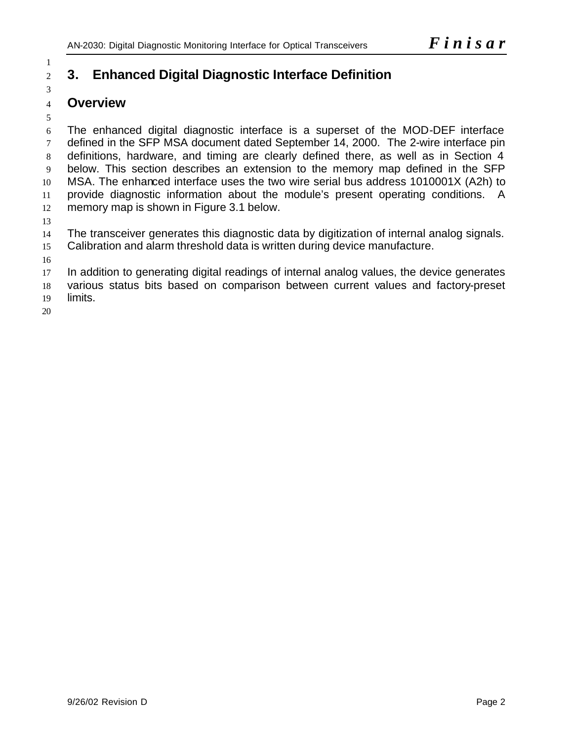# 3. Enhanced Digital Diagnostic Interface Definition

## Overview

The enhanced digital diagnostic interface is a superset of the MOD-DEF interface defined in the SFP MSA document dated September 14, 2000. The 2-wire interface pin definitions, hardware, and timing are clearly defined there, as well as in Section 4 below. This section describes an extension to the memory map defined in the SFP MSA. The enhanced interface uses the two wire serial bus address 1010001X (A2h) to provide diagnostic information about the module's present operating conditions. A memory map is shown in Figure 3.1 below.

The transceiver generates this diagnostic data by digitization of internal analog signals. Calibration and alarm threshold data is written during device manufacture.

In addition to generating digital readings of internal analog values, the device generates various status bits based on comparison between current values and factory-preset limits.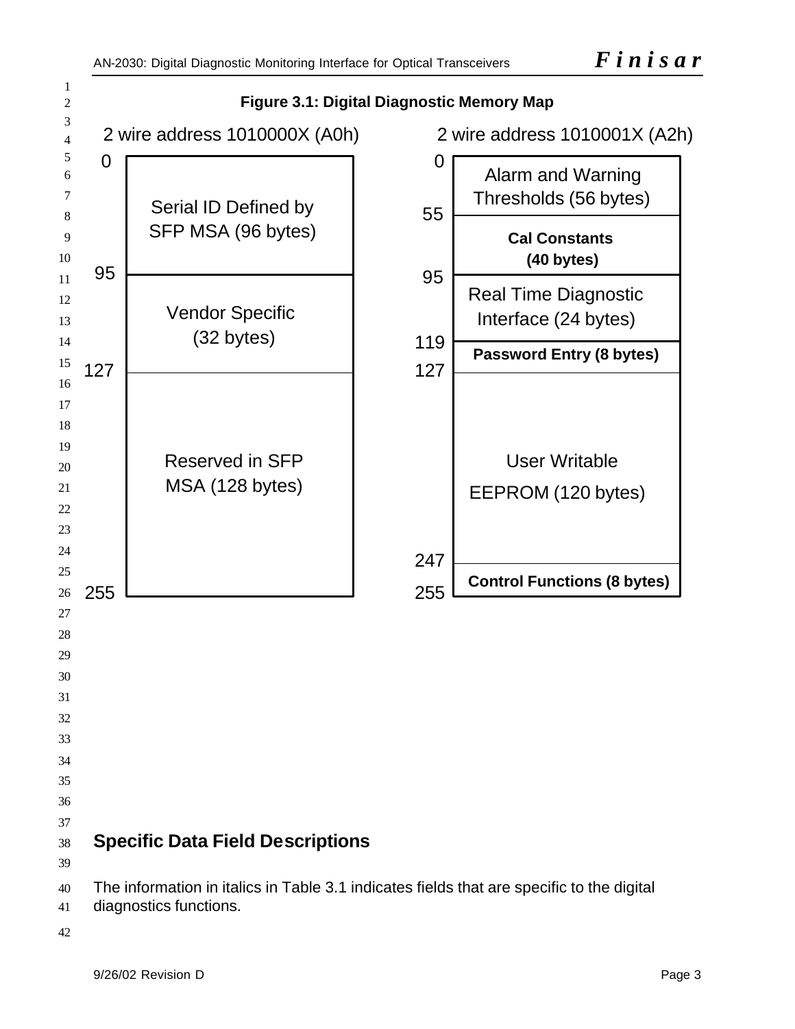**Figure 3.1: Digital Diagnostic Memory Map**

| 2 wire address 1010000X (A0h) | | 2 wire address 1010001X (A2h) | |
|---|---|---|---|
| 0 – 95 | Serial ID Defined by SFP MSA (96 bytes) | 0 – 55 | Alarm and Warning Thresholds (56 bytes) |
| | | 55 – 95 | **Cal Constants (40 bytes)** |
| 95 – 127 | Vendor Specific (32 bytes) | 95 – 119 | Real Time Diagnostic Interface (24 bytes) |
| | | 119 – 127 | **Password Entry (8 bytes)** |
| 127 – 255 | Reserved in SFP MSA (128 bytes) | 127 – 247 | User Writable EEPROM (120 bytes) |
| | | 247 – 255 | **Control Functions (8 bytes)** |

## Specific Data Field Descriptions

The information in italics in Table 3.1 indicates fields that are specific to the digital diagnostics functions.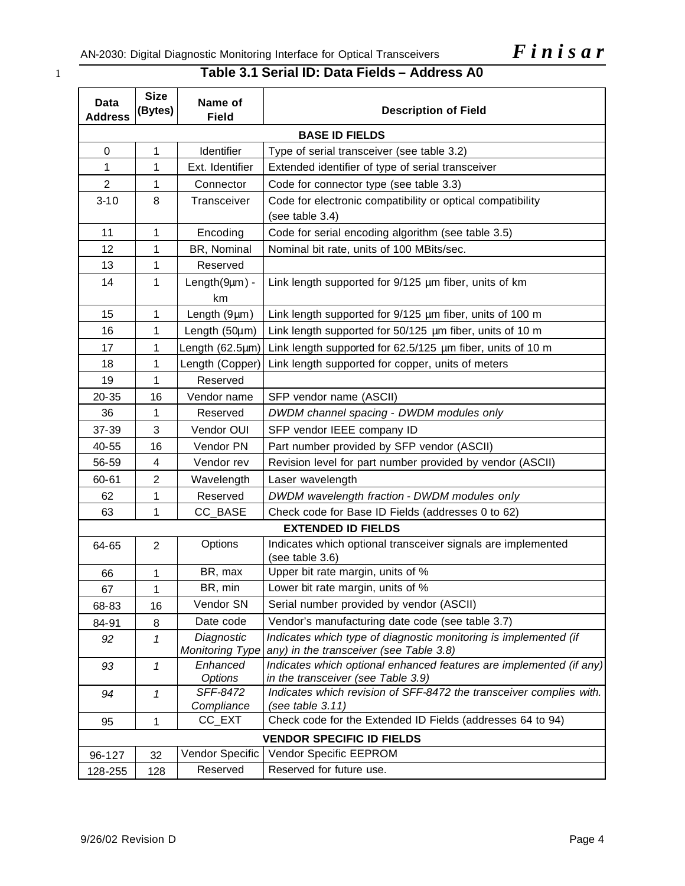## Table 3.1 Serial ID: Data Fields – Address A0

| Data Address | Size (Bytes) | Name of Field | Description of Field |
|---|---|---|---|
| **BASE ID FIELDS** | | | |
| 0 | 1 | Identifier | Type of serial transceiver (see table 3.2) |
| 1 | 1 | Ext. Identifier | Extended identifier of type of serial transceiver |
| 2 | 1 | Connector | Code for connector type (see table 3.3) |
| 3-10 | 8 | Transceiver | Code for electronic compatibility or optical compatibility (see table 3.4) |
| 11 | 1 | Encoding | Code for serial encoding algorithm (see table 3.5) |
| 12 | 1 | BR, Nominal | Nominal bit rate, units of 100 MBits/sec. |
| 13 | 1 | Reserved | |
| 14 | 1 | Length(9μm) - km | Link length supported for 9/125 μm fiber, units of km |
| 15 | 1 | Length (9μm) | Link length supported for 9/125 μm fiber, units of 100 m |
| 16 | 1 | Length (50μm) | Link length supported for 50/125 μm fiber, units of 10 m |
| 17 | 1 | Length (62.5μm) | Link length supported for 62.5/125 μm fiber, units of 10 m |
| 18 | 1 | Length (Copper) | Link length supported for copper, units of meters |
| 19 | 1 | Reserved | |
| 20-35 | 16 | Vendor name | SFP vendor name (ASCII) |
| 36 | 1 | Reserved | *DWDM channel spacing - DWDM modules only* |
| 37-39 | 3 | Vendor OUI | SFP vendor IEEE company ID |
| 40-55 | 16 | Vendor PN | Part number provided by SFP vendor (ASCII) |
| 56-59 | 4 | Vendor rev | Revision level for part number provided by vendor (ASCII) |
| 60-61 | 2 | Wavelength | Laser wavelength |
| 62 | 1 | Reserved | *DWDM wavelength fraction - DWDM modules only* |
| 63 | 1 | CC_BASE | Check code for Base ID Fields (addresses 0 to 62) |
| **EXTENDED ID FIELDS** | | | |
| 64-65 | 2 | Options | Indicates which optional transceiver signals are implemented (see table 3.6) |
| 66 | 1 | BR, max | Upper bit rate margin, units of % |
| 67 | 1 | BR, min | Lower bit rate margin, units of % |
| 68-83 | 16 | Vendor SN | Serial number provided by vendor (ASCII) |
| 84-91 | 8 | Date code | Vendor's manufacturing date code (see table 3.7) |
| *92* | *1* | *Diagnostic Monitoring Type* | *Indicates which type of diagnostic monitoring is implemented (if any) in the transceiver (see Table 3.8)* |
| *93* | *1* | *Enhanced Options* | *Indicates which optional enhanced features are implemented (if any) in the transceiver (see Table 3.9)* |
| *94* | *1* | *SFF-8472 Compliance* | *Indicates which revision of SFF-8472 the transceiver complies with. (see table 3.11)* |
| 95 | 1 | CC_EXT | Check code for the Extended ID Fields (addresses 64 to 94) |
| **VENDOR SPECIFIC ID FIELDS** | | | |
| 96-127 | 32 | Vendor Specific | Vendor Specific EEPROM |
| 128-255 | 128 | Reserved | Reserved for future use. |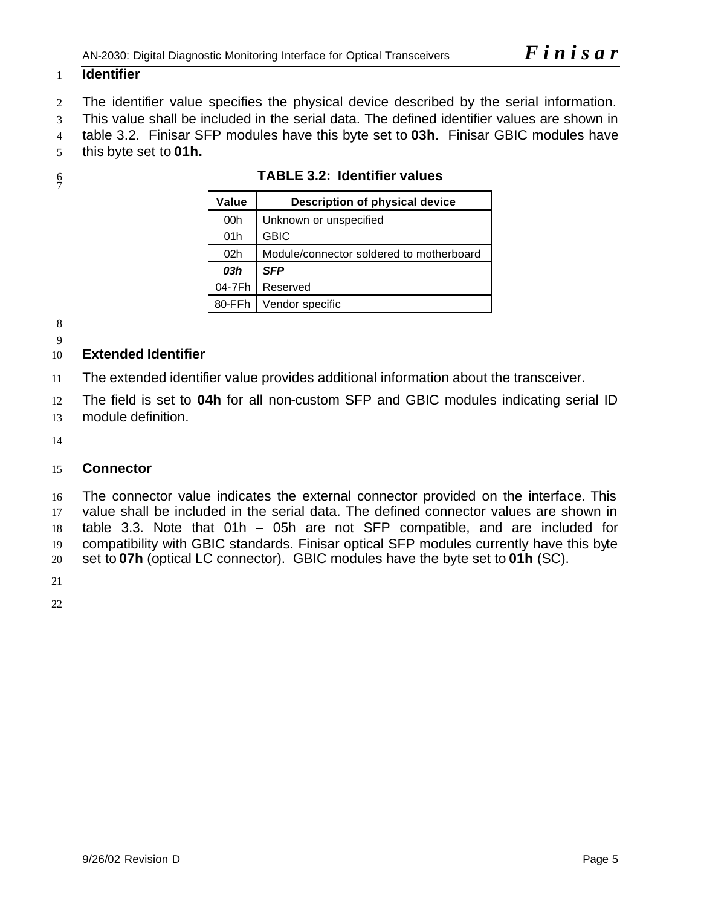**Identifier**

The identifier value specifies the physical device described by the serial information. This value shall be included in the serial data. The defined identifier values are shown in table 3.2. Finisar SFP modules have this byte set to **03h**. Finisar GBIC modules have this byte set to **01h.**

**TABLE 3.2: Identifier values**

| Value | Description of physical device |
|---|---|
| 00h | Unknown or unspecified |
| 01h | GBIC |
| 02h | Module/connector soldered to motherboard |
| ***03h*** | ***SFP*** |
| 04-7Fh | Reserved |
| 80-FFh | Vendor specific |

**Extended Identifier**

The extended identifier value provides additional information about the transceiver.

The field is set to **04h** for all non-custom SFP and GBIC modules indicating serial ID module definition.

**Connector**

The connector value indicates the external connector provided on the interface. This value shall be included in the serial data. The defined connector values are shown in table 3.3. Note that 01h – 05h are not SFP compatible, and are included for compatibility with GBIC standards. Finisar optical SFP modules currently have this byte set to **07h** (optical LC connector). GBIC modules have the byte set to **01h** (SC).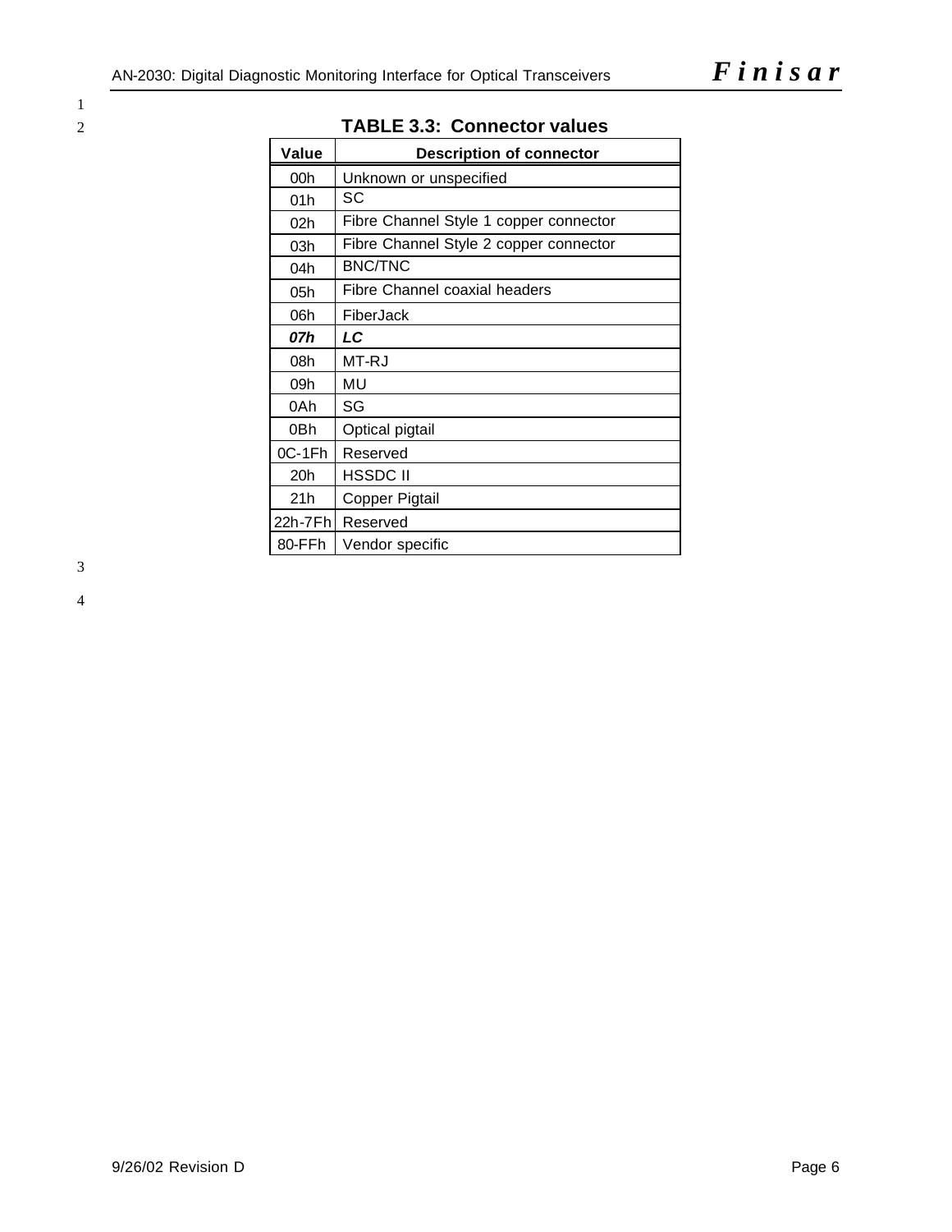**TABLE 3.3: Connector values**

| Value | Description of connector |
|---|---|
| 00h | Unknown or unspecified |
| 01h | SC |
| 02h | Fibre Channel Style 1 copper connector |
| 03h | Fibre Channel Style 2 copper connector |
| 04h | BNC/TNC |
| 05h | Fibre Channel coaxial headers |
| 06h | FiberJack |
| ***07h*** | ***LC*** |
| 08h | MT-RJ |
| 09h | MU |
| 0Ah | SG |
| 0Bh | Optical pigtail |
| 0C-1Fh | Reserved |
| 20h | HSSDC II |
| 21h | Copper Pigtail |
| 22h-7Fh | Reserved |
| 80-FFh | Vendor specific |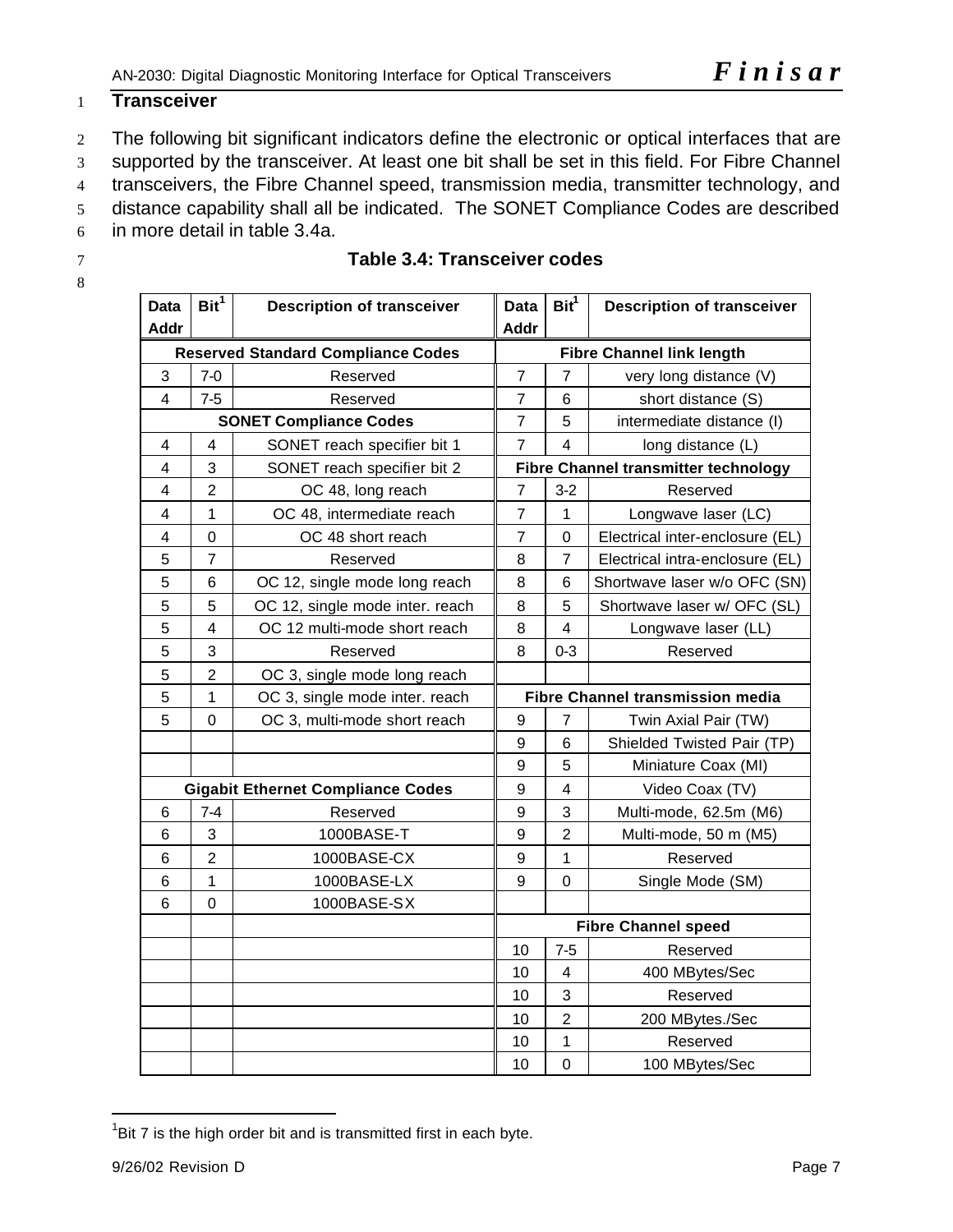# Transceiver

The following bit significant indicators define the electronic or optical interfaces that are supported by the transceiver. At least one bit shall be set in this field. For Fibre Channel transceivers, the Fibre Channel speed, transmission media, transmitter technology, and distance capability shall all be indicated. The SONET Compliance Codes are described in more detail in table 3.4a.

**Table 3.4: Transceiver codes**

| Data Addr | Bit[1] | Description of transceiver | Data Addr | Bit[1] | Description of transceiver |
|---|---|---|---|---|---|
| **Reserved Standard Compliance Codes** | | | **Fibre Channel link length** | | |
| 3 | 7-0 | Reserved | 7 | 7 | very long distance (V) |
| 4 | 7-5 | Reserved | 7 | 6 | short distance (S) |
| **SONET Compliance Codes** | | | 7 | 5 | intermediate distance (I) |
| 4 | 4 | SONET reach specifier bit 1 | 7 | 4 | long distance (L) |
| 4 | 3 | SONET reach specifier bit 2 | **Fibre Channel transmitter technology** | | |
| 4 | 2 | OC 48, long reach | 7 | 3-2 | Reserved |
| 4 | 1 | OC 48, intermediate reach | 7 | 1 | Longwave laser (LC) |
| 4 | 0 | OC 48 short reach | 7 | 0 | Electrical inter-enclosure (EL) |
| 5 | 7 | Reserved | 8 | 7 | Electrical intra-enclosure (EL) |
| 5 | 6 | OC 12, single mode long reach | 8 | 6 | Shortwave laser w/o OFC (SN) |
| 5 | 5 | OC 12, single mode inter. reach | 8 | 5 | Shortwave laser w/ OFC (SL) |
| 5 | 4 | OC 12 multi-mode short reach | 8 | 4 | Longwave laser (LL) |
| 5 | 3 | Reserved | 8 | 0-3 | Reserved |
| 5 | 2 | OC 3, single mode long reach | | | |
| 5 | 1 | OC 3, single mode inter. reach | **Fibre Channel transmission media** | | |
| 5 | 0 | OC 3, multi-mode short reach | 9 | 7 | Twin Axial Pair (TW) |
| | | | 9 | 6 | Shielded Twisted Pair (TP) |
| | | | 9 | 5 | Miniature Coax (MI) |
| **Gigabit Ethernet Compliance Codes** | | | 9 | 4 | Video Coax (TV) |
| 6 | 7-4 | Reserved | 9 | 3 | Multi-mode, 62.5m (M6) |
| 6 | 3 | 1000BASE-T | 9 | 2 | Multi-mode, 50 m (M5) |
| 6 | 2 | 1000BASE-CX | 9 | 1 | Reserved |
| 6 | 1 | 1000BASE-LX | 9 | 0 | Single Mode (SM) |
| 6 | 0 | 1000BASE-SX | | | |
| | | | **Fibre Channel speed** | | |
| | | | 10 | 7-5 | Reserved |
| | | | 10 | 4 | 400 MBytes/Sec |
| | | | 10 | 3 | Reserved |
| | | | 10 | 2 | 200 MBytes./Sec |
| | | | 10 | 1 | Reserved |
| | | | 10 | 0 | 100 MBytes/Sec |

[1] Bit 7 is the high order bit and is transmitted first in each byte.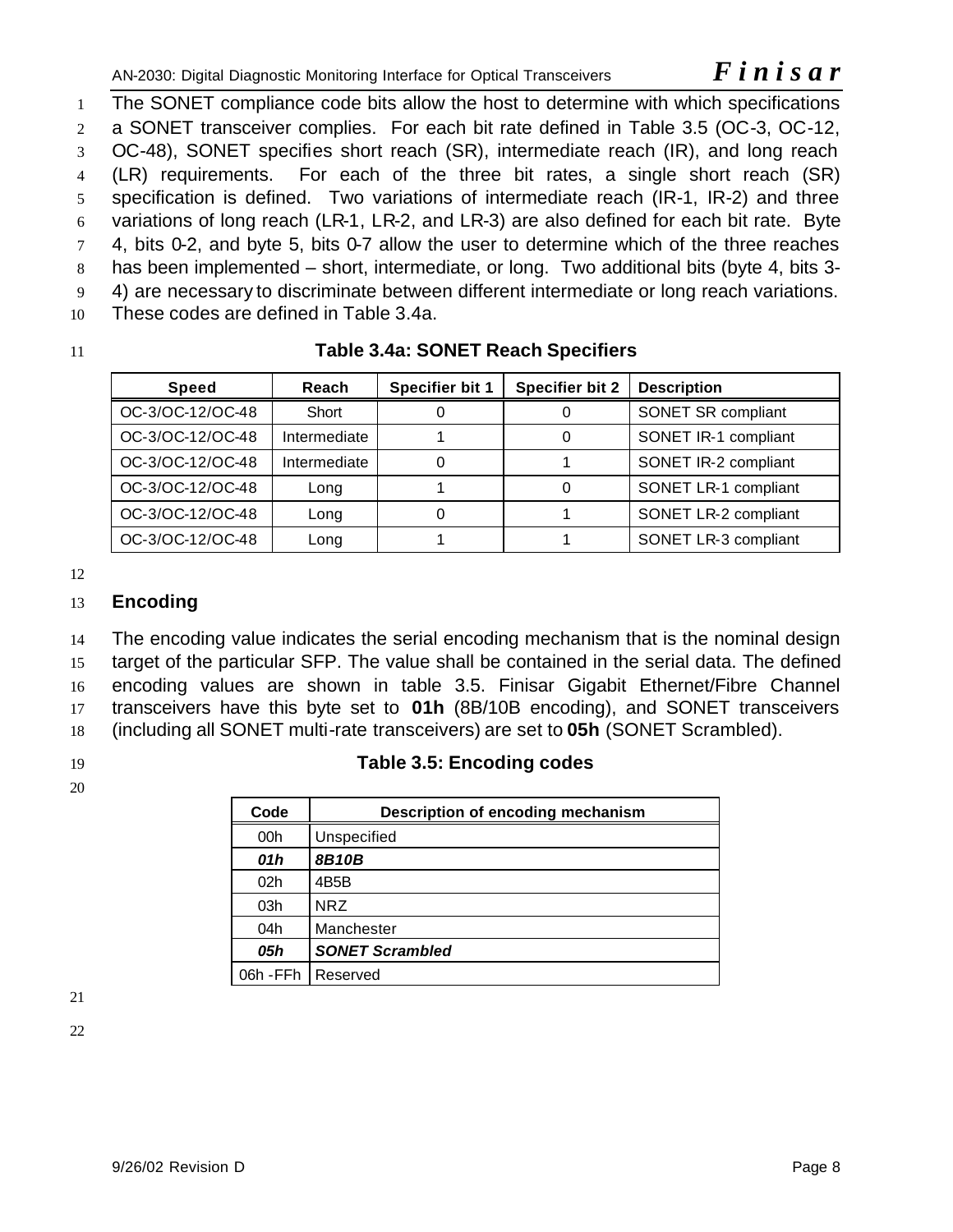The SONET compliance code bits allow the host to determine with which specifications a SONET transceiver complies. For each bit rate defined in Table 3.5 (OC-3, OC-12, OC-48), SONET specifies short reach (SR), intermediate reach (IR), and long reach (LR) requirements. For each of the three bit rates, a single short reach (SR) specification is defined. Two variations of intermediate reach (IR-1, IR-2) and three variations of long reach (LR-1, LR-2, and LR-3) are also defined for each bit rate. Byte 4, bits 0-2, and byte 5, bits 0-7 allow the user to determine which of the three reaches has been implemented – short, intermediate, or long. Two additional bits (byte 4, bits 3-4) are necessary to discriminate between different intermediate or long reach variations. These codes are defined in Table 3.4a.

**Table 3.4a: SONET Reach Specifiers**

| Speed | Reach | Specifier bit 1 | Specifier bit 2 | Description |
|---|---|---|---|---|
| OC-3/OC-12/OC-48 | Short | 0 | 0 | SONET SR compliant |
| OC-3/OC-12/OC-48 | Intermediate | 1 | 0 | SONET IR-1 compliant |
| OC-3/OC-12/OC-48 | Intermediate | 0 | 1 | SONET IR-2 compliant |
| OC-3/OC-12/OC-48 | Long | 1 | 0 | SONET LR-1 compliant |
| OC-3/OC-12/OC-48 | Long | 0 | 1 | SONET LR-2 compliant |
| OC-3/OC-12/OC-48 | Long | 1 | 1 | SONET LR-3 compliant |

## Encoding

The encoding value indicates the serial encoding mechanism that is the nominal design target of the particular SFP. The value shall be contained in the serial data. The defined encoding values are shown in table 3.5. Finisar Gigabit Ethernet/Fibre Channel transceivers have this byte set to **01h** (8B/10B encoding), and SONET transceivers (including all SONET multi-rate transceivers) are set to **05h** (SONET Scrambled).

**Table 3.5: Encoding codes**

| Code | Description of encoding mechanism |
|---|---|
| 00h | Unspecified |
| ***01h*** | ***8B10B*** |
| 02h | 4B5B |
| 03h | NRZ |
| 04h | Manchester |
| ***05h*** | ***SONET Scrambled*** |
| 06h -FFh | Reserved |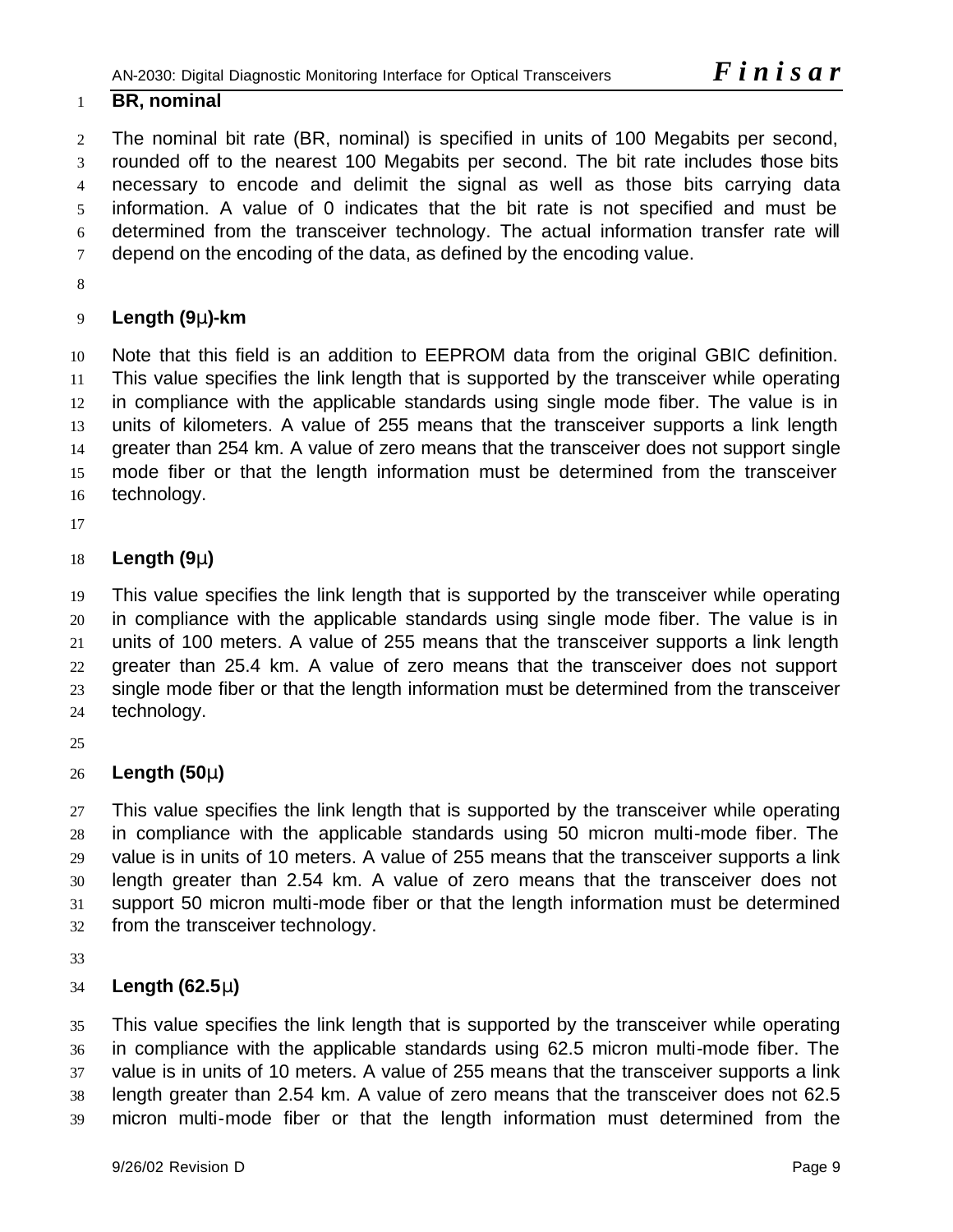**BR, nominal**

The nominal bit rate (BR, nominal) is specified in units of 100 Megabits per second, rounded off to the nearest 100 Megabits per second. The bit rate includes those bits necessary to encode and delimit the signal as well as those bits carrying data information. A value of 0 indicates that the bit rate is not specified and must be determined from the transceiver technology. The actual information transfer rate will depend on the encoding of the data, as defined by the encoding value.

**Length (9μ)-km**

Note that this field is an addition to EEPROM data from the original GBIC definition. This value specifies the link length that is supported by the transceiver while operating in compliance with the applicable standards using single mode fiber. The value is in units of kilometers. A value of 255 means that the transceiver supports a link length greater than 254 km. A value of zero means that the transceiver does not support single mode fiber or that the length information must be determined from the transceiver technology.

**Length (9μ)**

This value specifies the link length that is supported by the transceiver while operating in compliance with the applicable standards using single mode fiber. The value is in units of 100 meters. A value of 255 means that the transceiver supports a link length greater than 25.4 km. A value of zero means that the transceiver does not support single mode fiber or that the length information must be determined from the transceiver technology.

**Length (50μ)**

This value specifies the link length that is supported by the transceiver while operating in compliance with the applicable standards using 50 micron multi-mode fiber. The value is in units of 10 meters. A value of 255 means that the transceiver supports a link length greater than 2.54 km. A value of zero means that the transceiver does not support 50 micron multi-mode fiber or that the length information must be determined from the transceiver technology.

**Length (62.5μ)**

This value specifies the link length that is supported by the transceiver while operating in compliance with the applicable standards using 62.5 micron multi-mode fiber. The value is in units of 10 meters. A value of 255 means that the transceiver supports a link length greater than 2.54 km. A value of zero means that the transceiver does not 62.5 micron multi-mode fiber or that the length information must determined from the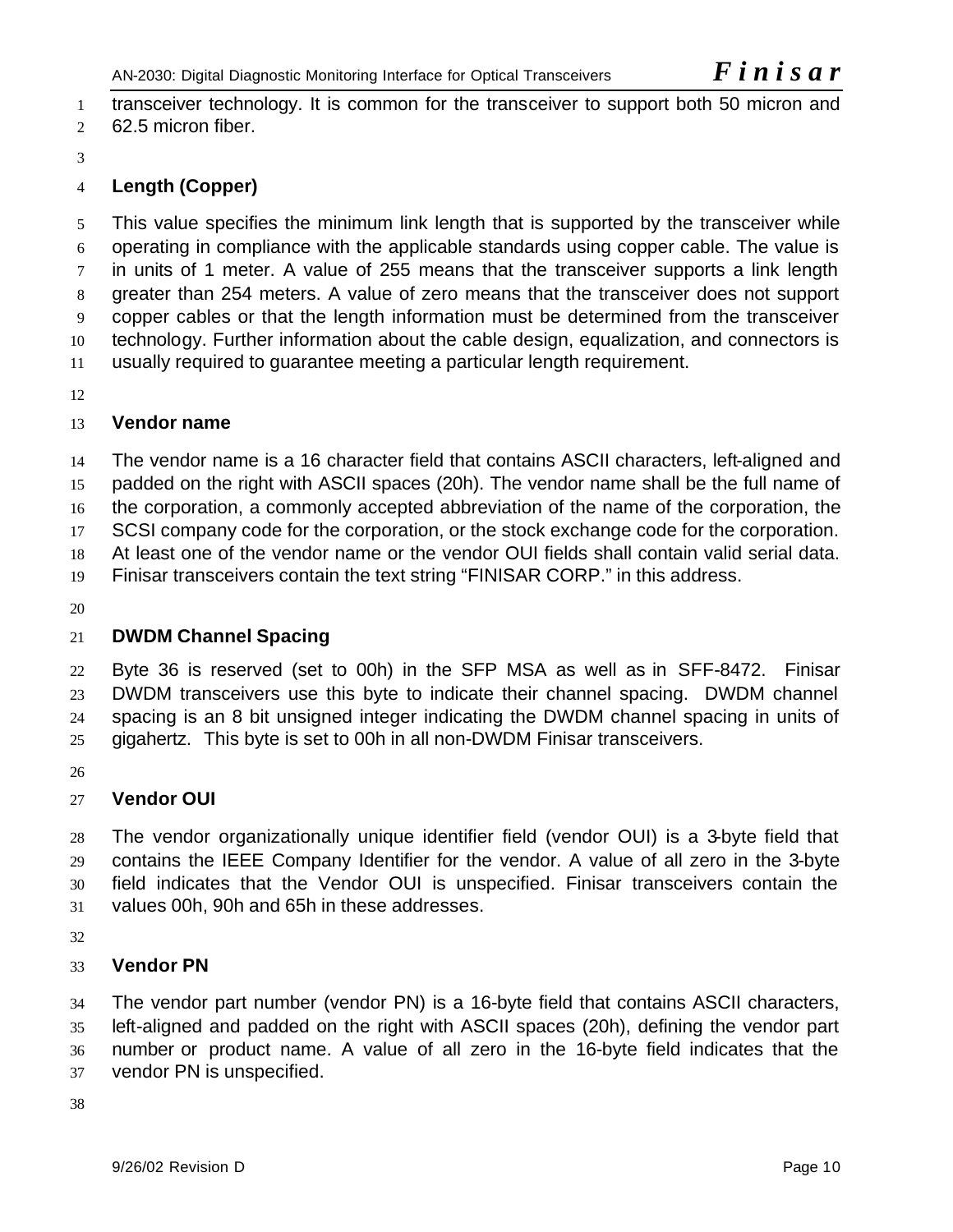transceiver technology. It is common for the transceiver to support both 50 micron and 62.5 micron fiber.

**Length (Copper)**

This value specifies the minimum link length that is supported by the transceiver while operating in compliance with the applicable standards using copper cable. The value is in units of 1 meter. A value of 255 means that the transceiver supports a link length greater than 254 meters. A value of zero means that the transceiver does not support copper cables or that the length information must be determined from the transceiver technology. Further information about the cable design, equalization, and connectors is usually required to guarantee meeting a particular length requirement.

**Vendor name**

The vendor name is a 16 character field that contains ASCII characters, left-aligned and padded on the right with ASCII spaces (20h). The vendor name shall be the full name of the corporation, a commonly accepted abbreviation of the name of the corporation, the SCSI company code for the corporation, or the stock exchange code for the corporation. At least one of the vendor name or the vendor OUI fields shall contain valid serial data. Finisar transceivers contain the text string "FINISAR CORP." in this address.

**DWDM Channel Spacing**

Byte 36 is reserved (set to 00h) in the SFP MSA as well as in SFF-8472. Finisar DWDM transceivers use this byte to indicate their channel spacing. DWDM channel spacing is an 8 bit unsigned integer indicating the DWDM channel spacing in units of gigahertz. This byte is set to 00h in all non-DWDM Finisar transceivers.

**Vendor OUI**

The vendor organizationally unique identifier field (vendor OUI) is a 3-byte field that contains the IEEE Company Identifier for the vendor. A value of all zero in the 3-byte field indicates that the Vendor OUI is unspecified. Finisar transceivers contain the values 00h, 90h and 65h in these addresses.

**Vendor PN**

The vendor part number (vendor PN) is a 16-byte field that contains ASCII characters, left-aligned and padded on the right with ASCII spaces (20h), defining the vendor part number or product name. A value of all zero in the 16-byte field indicates that the vendor PN is unspecified.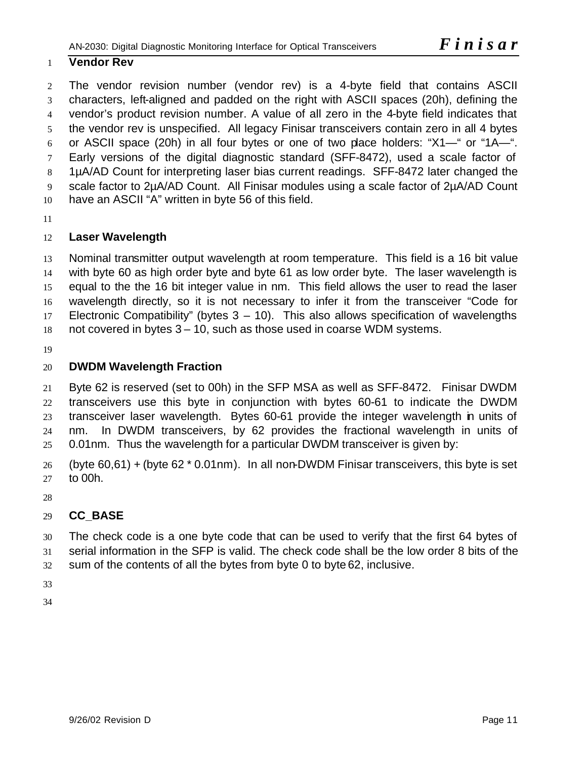### Vendor Rev

The vendor revision number (vendor rev) is a 4-byte field that contains ASCII characters, left-aligned and padded on the right with ASCII spaces (20h), defining the vendor's product revision number. A value of all zero in the 4-byte field indicates that the vendor rev is unspecified. All legacy Finisar transceivers contain zero in all 4 bytes or ASCII space (20h) in all four bytes or one of two place holders: "X1—" or "1A—". Early versions of the digital diagnostic standard (SFF-8472), used a scale factor of 1µA/AD Count for interpreting laser bias current readings. SFF-8472 later changed the scale factor to 2µA/AD Count. All Finisar modules using a scale factor of 2µA/AD Count have an ASCII "A" written in byte 56 of this field.

### Laser Wavelength

Nominal transmitter output wavelength at room temperature. This field is a 16 bit value with byte 60 as high order byte and byte 61 as low order byte. The laser wavelength is equal to the the 16 bit integer value in nm. This field allows the user to read the laser wavelength directly, so it is not necessary to infer it from the transceiver "Code for Electronic Compatibility" (bytes 3 – 10). This also allows specification of wavelengths not covered in bytes 3 – 10, such as those used in coarse WDM systems.

### DWDM Wavelength Fraction

Byte 62 is reserved (set to 00h) in the SFP MSA as well as SFF-8472. Finisar DWDM transceivers use this byte in conjunction with bytes 60-61 to indicate the DWDM transceiver laser wavelength. Bytes 60-61 provide the integer wavelength in units of nm. In DWDM transceivers, by 62 provides the fractional wavelength in units of 0.01nm. Thus the wavelength for a particular DWDM transceiver is given by:

(byte 60,61) + (byte 62 * 0.01nm). In all non-DWDM Finisar transceivers, this byte is set to 00h.

### CC_BASE

The check code is a one byte code that can be used to verify that the first 64 bytes of serial information in the SFP is valid. The check code shall be the low order 8 bits of the sum of the contents of all the bytes from byte 0 to byte 62, inclusive.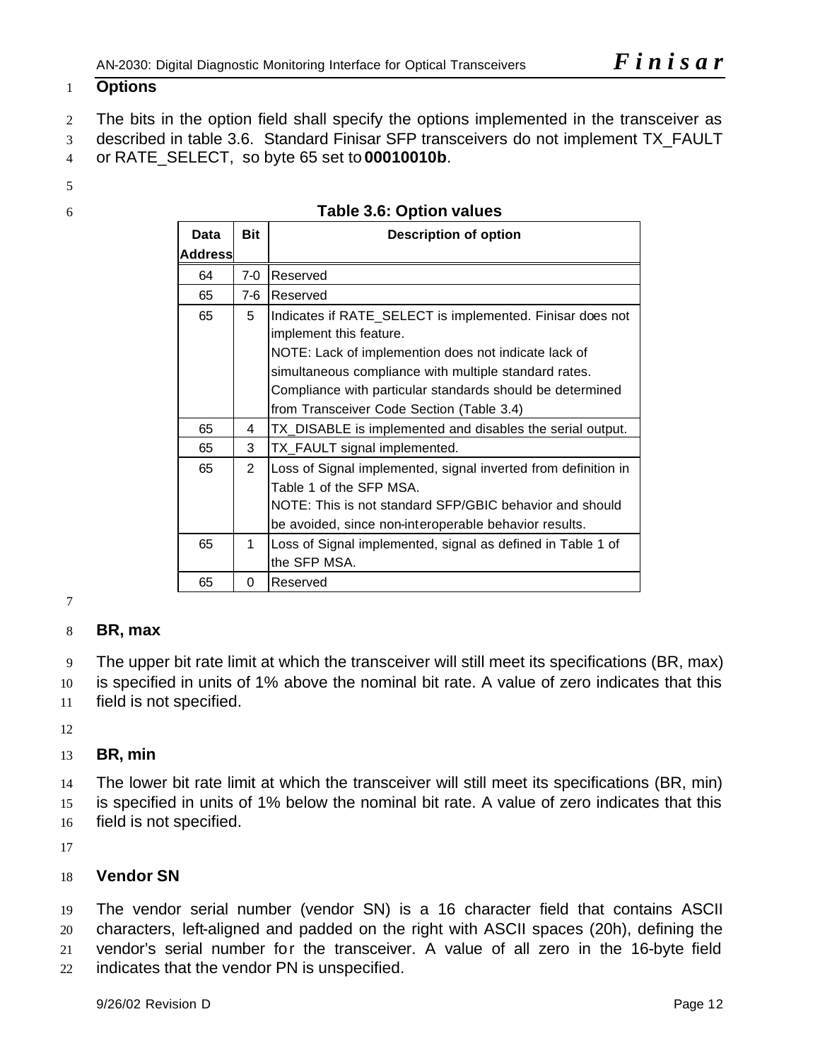## Options

The bits in the option field shall specify the options implemented in the transceiver as described in table 3.6. Standard Finisar SFP transceivers do not implement TX_FAULT or RATE_SELECT, so byte 65 set to **00010010b**.

**Table 3.6: Option values**

| Data Address | Bit | Description of option |
|---|---|---|
| 64 | 7-0 | Reserved |
| 65 | 7-6 | Reserved |
| 65 | 5 | Indicates if RATE_SELECT is implemented. Finisar does not implement this feature. NOTE: Lack of implemention does not indicate lack of simultaneous compliance with multiple standard rates. Compliance with particular standards should be determined from Transceiver Code Section (Table 3.4) |
| 65 | 4 | TX_DISABLE is implemented and disables the serial output. |
| 65 | 3 | TX_FAULT signal implemented. |
| 65 | 2 | Loss of Signal implemented, signal inverted from definition in Table 1 of the SFP MSA. NOTE: This is not standard SFP/GBIC behavior and should be avoided, since non-interoperable behavior results. |
| 65 | 1 | Loss of Signal implemented, signal as defined in Table 1 of the SFP MSA. |
| 65 | 0 | Reserved |

## BR, max

The upper bit rate limit at which the transceiver will still meet its specifications (BR, max) is specified in units of 1% above the nominal bit rate. A value of zero indicates that this field is not specified.

## BR, min

The lower bit rate limit at which the transceiver will still meet its specifications (BR, min) is specified in units of 1% below the nominal bit rate. A value of zero indicates that this field is not specified.

## Vendor SN

The vendor serial number (vendor SN) is a 16 character field that contains ASCII characters, left-aligned and padded on the right with ASCII spaces (20h), defining the vendor's serial number for the transceiver. A value of all zero in the 16-byte field indicates that the vendor PN is unspecified.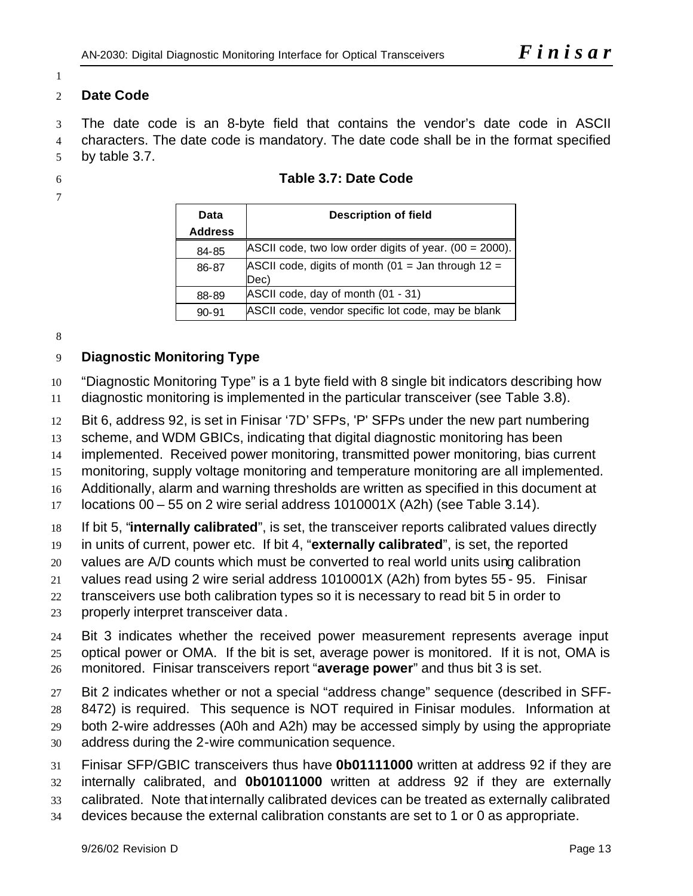## Date Code

The date code is an 8-byte field that contains the vendor's date code in ASCII characters. The date code is mandatory. The date code shall be in the format specified by table 3.7.

**Table 3.7: Date Code**

| Data Address | Description of field |
|---|---|
| 84-85 | ASCII code, two low order digits of year. (00 = 2000). |
| 86-87 | ASCII code, digits of month (01 = Jan through 12 = Dec) |
| 88-89 | ASCII code, day of month (01 - 31) |
| 90-91 | ASCII code, vendor specific lot code, may be blank |

## Diagnostic Monitoring Type

"Diagnostic Monitoring Type" is a 1 byte field with 8 single bit indicators describing how diagnostic monitoring is implemented in the particular transceiver (see Table 3.8).

Bit 6, address 92, is set in Finisar '7D' SFPs, 'P' SFPs under the new part numbering scheme, and WDM GBICs, indicating that digital diagnostic monitoring has been implemented. Received power monitoring, transmitted power monitoring, bias current monitoring, supply voltage monitoring and temperature monitoring are all implemented. Additionally, alarm and warning thresholds are written as specified in this document at locations 00 – 55 on 2 wire serial address 1010001X (A2h) (see Table 3.14).

If bit 5, "**internally calibrated**", is set, the transceiver reports calibrated values directly in units of current, power etc. If bit 4, "**externally calibrated**", is set, the reported values are A/D counts which must be converted to real world units using calibration values read using 2 wire serial address 1010001X (A2h) from bytes 55 - 95. Finisar transceivers use both calibration types so it is necessary to read bit 5 in order to properly interpret transceiver data.

Bit 3 indicates whether the received power measurement represents average input optical power or OMA. If the bit is set, average power is monitored. If it is not, OMA is monitored. Finisar transceivers report "**average power**" and thus bit 3 is set.

Bit 2 indicates whether or not a special "address change" sequence (described in SFF-8472) is required. This sequence is NOT required in Finisar modules. Information at both 2-wire addresses (A0h and A2h) may be accessed simply by using the appropriate address during the 2-wire communication sequence.

Finisar SFP/GBIC transceivers thus have **0b01111000** written at address 92 if they are internally calibrated, and **0b01011000** written at address 92 if they are externally calibrated. Note that internally calibrated devices can be treated as externally calibrated devices because the external calibration constants are set to 1 or 0 as appropriate.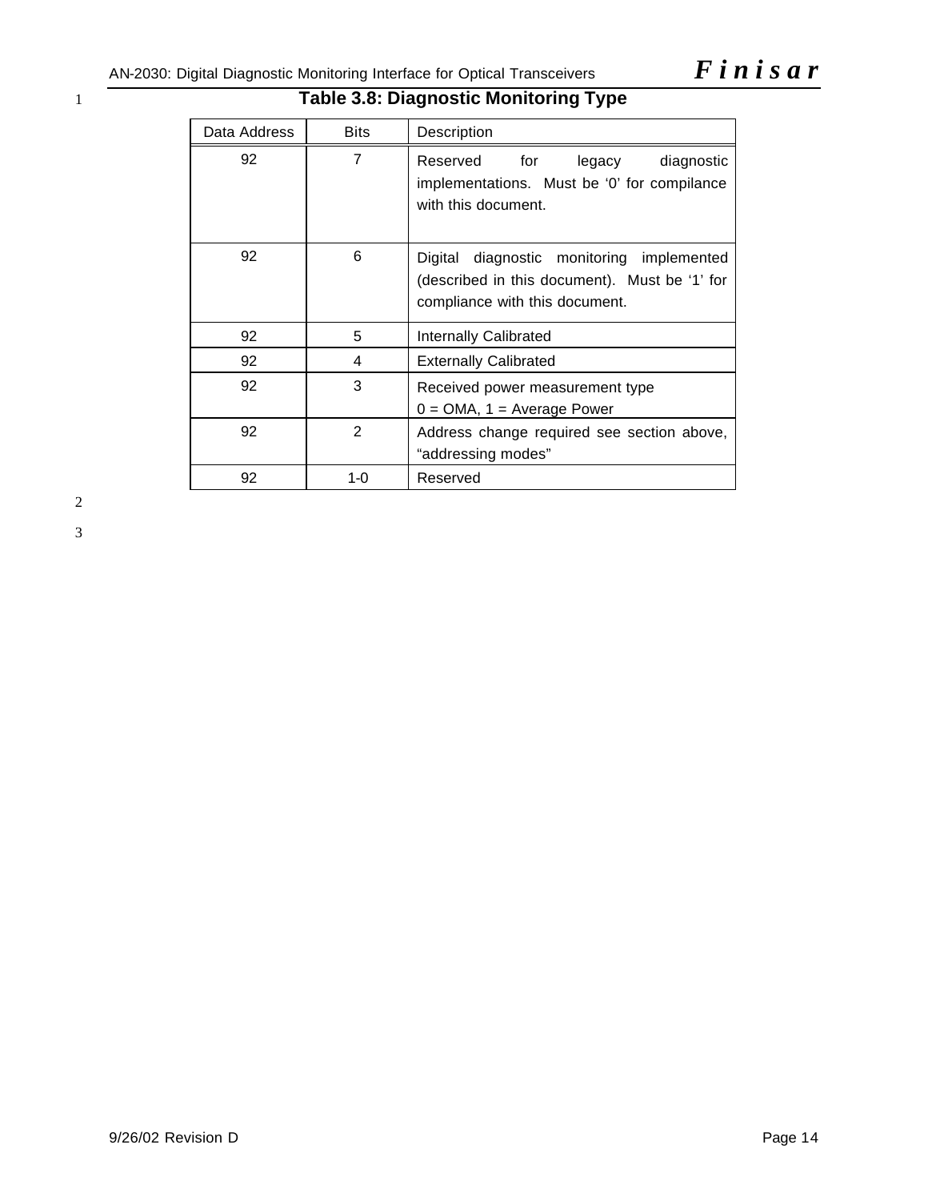**Table 3.8: Diagnostic Monitoring Type**

| Data Address | Bits | Description |
|---|---|---|
| 92 | 7 | Reserved for legacy diagnostic implementations. Must be '0' for compilance with this document. |
| 92 | 6 | Digital diagnostic monitoring implemented (described in this document). Must be '1' for compliance with this document. |
| 92 | 5 | Internally Calibrated |
| 92 | 4 | Externally Calibrated |
| 92 | 3 | Received power measurement type<br>0 = OMA, 1 = Average Power |
| 92 | 2 | Address change required see section above, "addressing modes" |
| 92 | 1-0 | Reserved |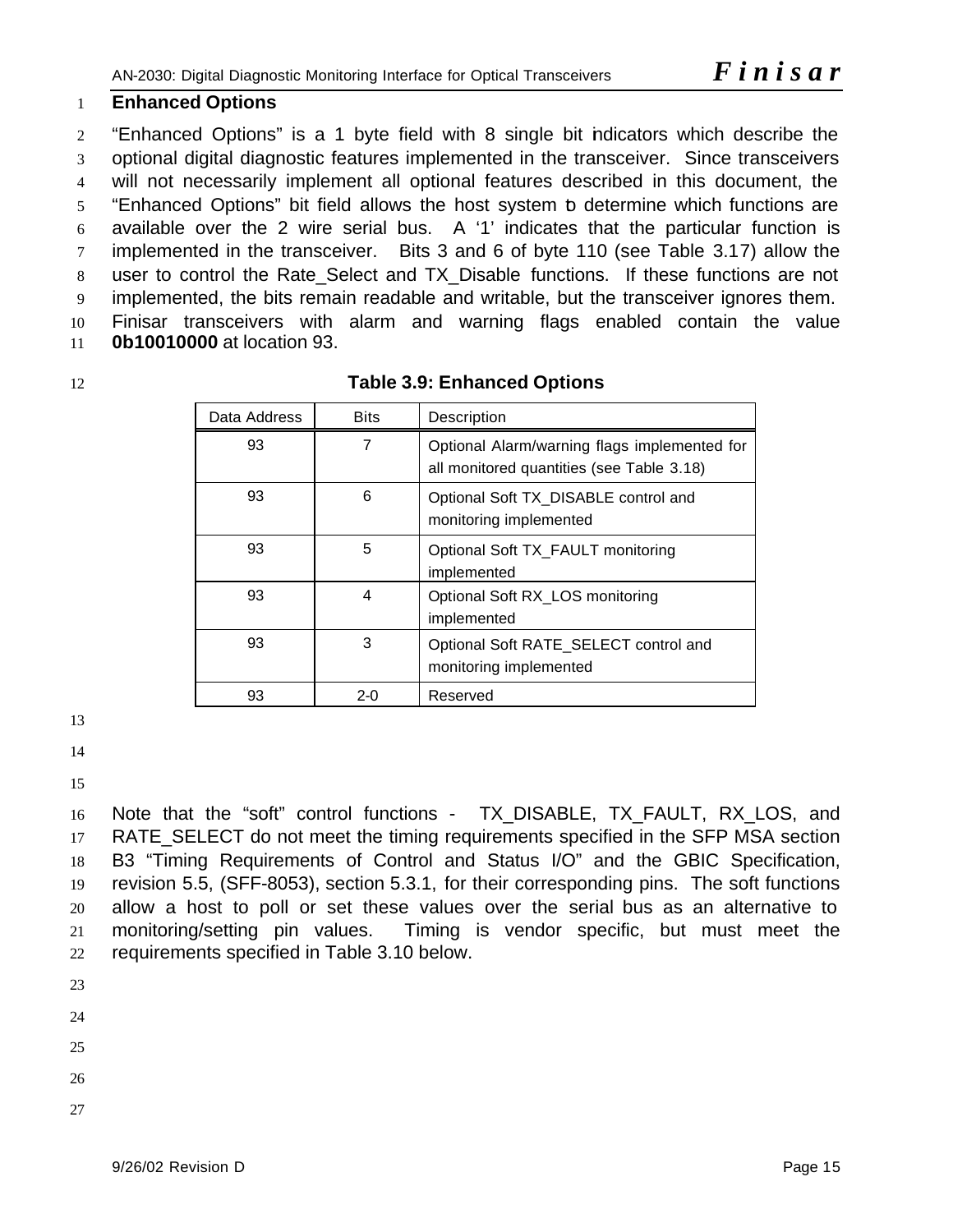## Enhanced Options

"Enhanced Options" is a 1 byte field with 8 single bit indicators which describe the optional digital diagnostic features implemented in the transceiver. Since transceivers will not necessarily implement all optional features described in this document, the "Enhanced Options" bit field allows the host system to determine which functions are available over the 2 wire serial bus. A '1' indicates that the particular function is implemented in the transceiver. Bits 3 and 6 of byte 110 (see Table 3.17) allow the user to control the Rate_Select and TX_Disable functions. If these functions are not implemented, the bits remain readable and writable, but the transceiver ignores them. Finisar transceivers with alarm and warning flags enabled contain the value **0b10010000** at location 93.

**Table 3.9: Enhanced Options**

| Data Address | Bits | Description |
|---|---|---|
| 93 | 7 | Optional Alarm/warning flags implemented for all monitored quantities (see Table 3.18) |
| 93 | 6 | Optional Soft TX_DISABLE control and monitoring implemented |
| 93 | 5 | Optional Soft TX_FAULT monitoring implemented |
| 93 | 4 | Optional Soft RX_LOS monitoring implemented |
| 93 | 3 | Optional Soft RATE_SELECT control and monitoring implemented |
| 93 | 2-0 | Reserved |

Note that the "soft" control functions - TX_DISABLE, TX_FAULT, RX_LOS, and RATE_SELECT do not meet the timing requirements specified in the SFP MSA section B3 "Timing Requirements of Control and Status I/O" and the GBIC Specification, revision 5.5, (SFF-8053), section 5.3.1, for their corresponding pins. The soft functions allow a host to poll or set these values over the serial bus as an alternative to monitoring/setting pin values. Timing is vendor specific, but must meet the requirements specified in Table 3.10 below.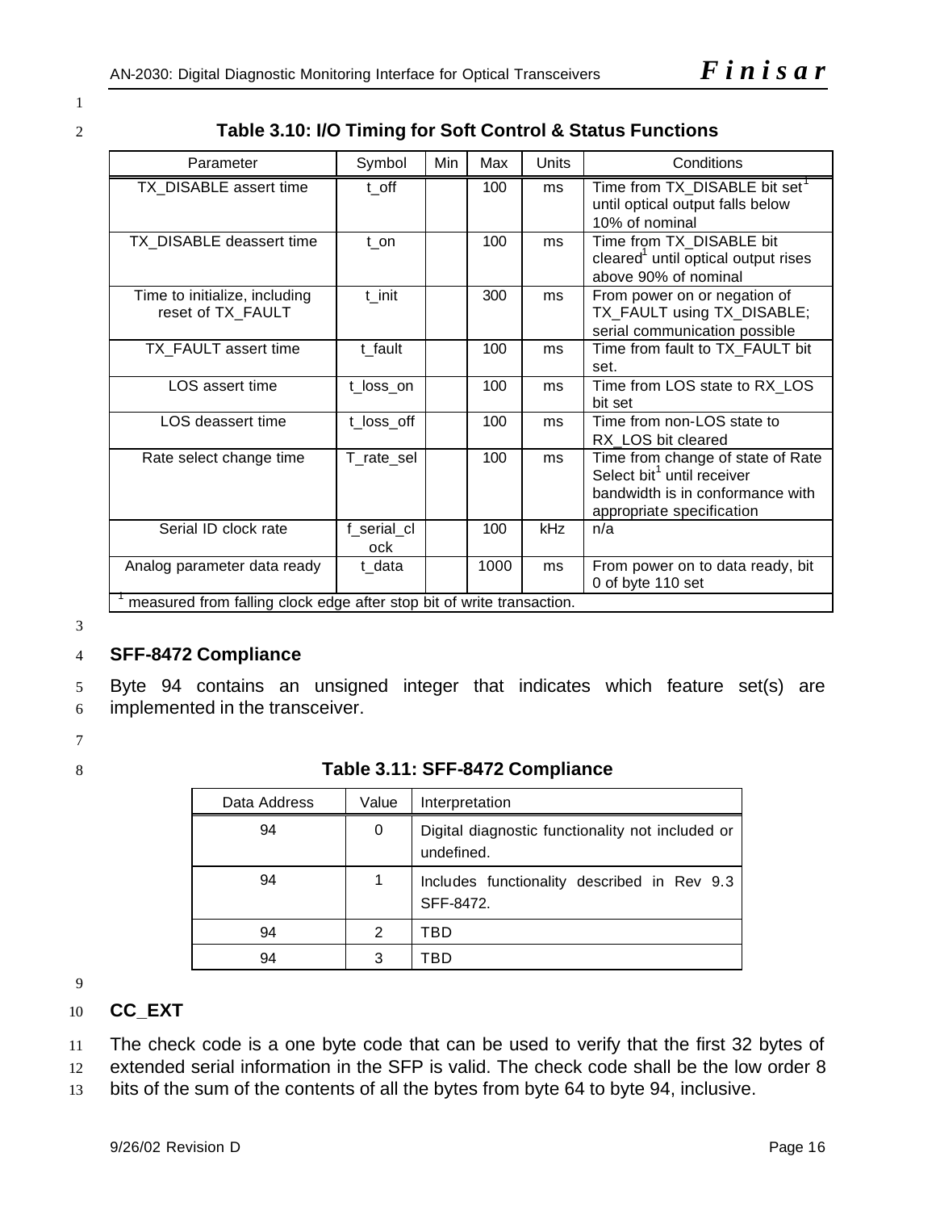**Table 3.10: I/O Timing for Soft Control & Status Functions**

| Parameter | Symbol | Min | Max | Units | Conditions |
|---|---|---|---|---|---|
| TX_DISABLE assert time | t_off | | 100 | ms | Time from TX_DISABLE bit set[1] until optical output falls below 10% of nominal |
| TX_DISABLE deassert time | t_on | | 100 | ms | Time from TX_DISABLE bit cleared[1] until optical output rises above 90% of nominal |
| Time to initialize, including reset of TX_FAULT | t_init | | 300 | ms | From power on or negation of TX_FAULT using TX_DISABLE; serial communication possible |
| TX_FAULT assert time | t_fault | | 100 | ms | Time from fault to TX_FAULT bit set. |
| LOS assert time | t_loss_on | | 100 | ms | Time from LOS state to RX_LOS bit set |
| LOS deassert time | t_loss_off | | 100 | ms | Time from non-LOS state to RX_LOS bit cleared |
| Rate select change time | T_rate_sel | | 100 | ms | Time from change of state of Rate Select bit[1] until receiver bandwidth is in conformance with appropriate specification |
| Serial ID clock rate | f_serial_clock | | 100 | kHz | n/a |
| Analog parameter data ready | t_data | | 1000 | ms | From power on to data ready, bit 0 of byte 110 set |

[1] measured from falling clock edge after stop bit of write transaction.

**SFF-8472 Compliance**

Byte 94 contains an unsigned integer that indicates which feature set(s) are implemented in the transceiver.

**Table 3.11: SFF-8472 Compliance**

| Data Address | Value | Interpretation |
|---|---|---|
| 94 | 0 | Digital diagnostic functionality not included or undefined. |
| 94 | 1 | Includes functionality described in Rev 9.3 SFF-8472. |
| 94 | 2 | TBD |
| 94 | 3 | TBD |

**CC_EXT**

The check code is a one byte code that can be used to verify that the first 32 bytes of extended serial information in the SFP is valid. The check code shall be the low order 8 bits of the sum of the contents of all the bytes from byte 64 to byte 94, inclusive.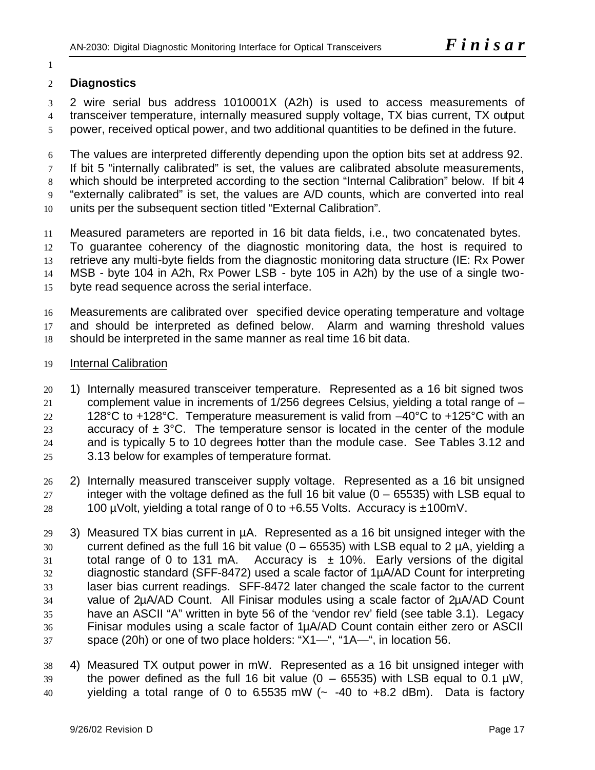## Diagnostics

2 wire serial bus address 1010001X (A2h) is used to access measurements of transceiver temperature, internally measured supply voltage, TX bias current, TX output power, received optical power, and two additional quantities to be defined in the future.

The values are interpreted differently depending upon the option bits set at address 92. If bit 5 "internally calibrated" is set, the values are calibrated absolute measurements, which should be interpreted according to the section "Internal Calibration" below. If bit 4 "externally calibrated" is set, the values are A/D counts, which are converted into real units per the subsequent section titled "External Calibration".

Measured parameters are reported in 16 bit data fields, i.e., two concatenated bytes. To guarantee coherency of the diagnostic monitoring data, the host is required to retrieve any multi-byte fields from the diagnostic monitoring data structure (IE: Rx Power MSB - byte 104 in A2h, Rx Power LSB - byte 105 in A2h) by the use of a single two-byte read sequence across the serial interface.

Measurements are calibrated over specified device operating temperature and voltage and should be interpreted as defined below. Alarm and warning threshold values should be interpreted in the same manner as real time 16 bit data.

### Internal Calibration

1) Internally measured transceiver temperature. Represented as a 16 bit signed twos complement value in increments of 1/256 degrees Celsius, yielding a total range of –128°C to +128°C. Temperature measurement is valid from –40°C to +125°C with an accuracy of ± 3°C. The temperature sensor is located in the center of the module and is typically 5 to 10 degrees hotter than the module case. See Tables 3.12 and 3.13 below for examples of temperature format.

2) Internally measured transceiver supply voltage. Represented as a 16 bit unsigned integer with the voltage defined as the full 16 bit value (0 – 65535) with LSB equal to 100 µVolt, yielding a total range of 0 to +6.55 Volts. Accuracy is ±100mV.

3) Measured TX bias current in µA. Represented as a 16 bit unsigned integer with the current defined as the full 16 bit value (0 – 65535) with LSB equal to 2 µA, yielding a total range of 0 to 131 mA. Accuracy is ± 10%. Early versions of the digital diagnostic standard (SFF-8472) used a scale factor of 1µA/AD Count for interpreting laser bias current readings. SFF-8472 later changed the scale factor to the current value of 2µA/AD Count. All Finisar modules using a scale factor of 2µA/AD Count have an ASCII "A" written in byte 56 of the 'vendor rev' field (see table 3.1). Legacy Finisar modules using a scale factor of 1µA/AD Count contain either zero or ASCII space (20h) or one of two place holders: "X1—", "1A—", in location 56.

4) Measured TX output power in mW. Represented as a 16 bit unsigned integer with the power defined as the full 16 bit value (0 – 65535) with LSB equal to 0.1 µW, yielding a total range of 0 to 6.5535 mW (~ -40 to +8.2 dBm). Data is factory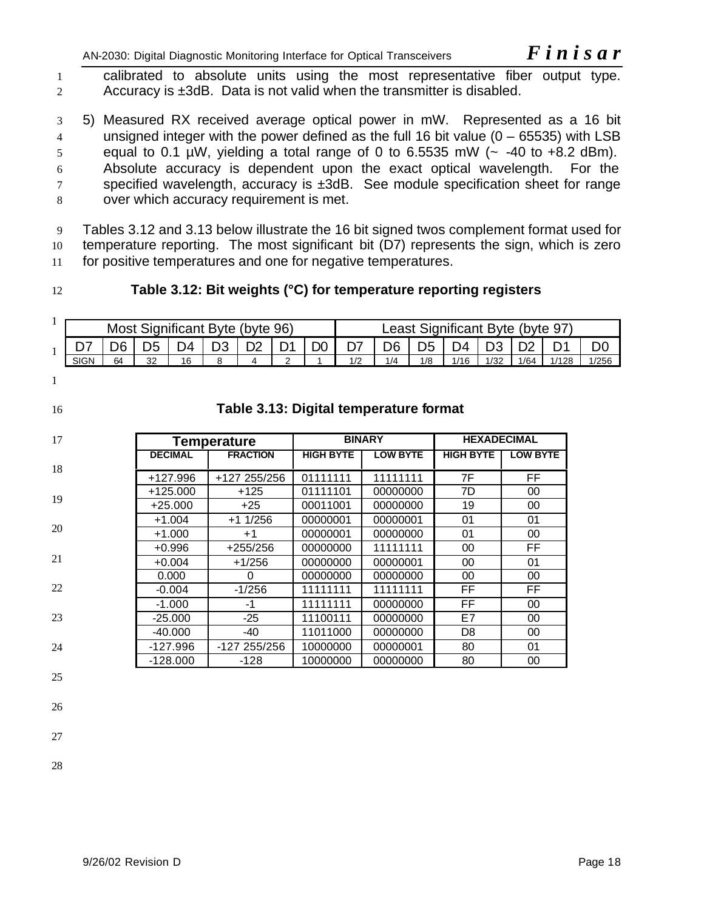calibrated to absolute units using the most representative fiber output type. Accuracy is ±3dB. Data is not valid when the transmitter is disabled.

5) Measured RX received average optical power in mW. Represented as a 16 bit unsigned integer with the power defined as the full 16 bit value (0 – 65535) with LSB equal to 0.1 µW, yielding a total range of 0 to 6.5535 mW (~ -40 to +8.2 dBm). Absolute accuracy is dependent upon the exact optical wavelength. For the specified wavelength, accuracy is ±3dB. See module specification sheet for range over which accuracy requirement is met.

Tables 3.12 and 3.13 below illustrate the 16 bit signed twos complement format used for temperature reporting. The most significant bit (D7) represents the sign, which is zero for positive temperatures and one for negative temperatures.

**Table 3.12: Bit weights (°C) for temperature reporting registers**

| Most Significant Byte (byte 96) | | | | | | | | Least Significant Byte (byte 97) | | | | | | | |
|---|---|---|---|---|---|---|---|---|---|---|---|---|---|---|---|
| D7 | D6 | D5 | D4 | D3 | D2 | D1 | D0 | D7 | D6 | D5 | D4 | D3 | D2 | D1 | D0 |
| SIGN | 64 | 32 | 16 | 8 | 4 | 2 | 1 | 1/2 | 1/4 | 1/8 | 1/16 | 1/32 | 1/64 | 1/128 | 1/256 |

**Table 3.13: Digital temperature format**

| Temperature | | BINARY | | HEXADECIMAL | |
|---|---|---|---|---|---|
| DECIMAL | FRACTION | HIGH BYTE | LOW BYTE | HIGH BYTE | LOW BYTE |
| +127.996 | +127 255/256 | 01111111 | 11111111 | 7F | FF |
| +125.000 | +125 | 01111101 | 00000000 | 7D | 00 |
| +25.000 | +25 | 00011001 | 00000000 | 19 | 00 |
| +1.004 | +1 1/256 | 00000001 | 00000001 | 01 | 01 |
| +1.000 | +1 | 00000001 | 00000000 | 01 | 00 |
| +0.996 | +255/256 | 00000000 | 11111111 | 00 | FF |
| +0.004 | +1/256 | 00000000 | 00000001 | 00 | 01 |
| 0.000 | 0 | 00000000 | 00000000 | 00 | 00 |
| -0.004 | -1/256 | 11111111 | 11111111 | FF | FF |
| -1.000 | -1 | 11111111 | 00000000 | FF | 00 |
| -25.000 | -25 | 11100111 | 00000000 | E7 | 00 |
| -40.000 | -40 | 11011000 | 00000000 | D8 | 00 |
| -127.996 | -127 255/256 | 10000000 | 00000001 | 80 | 01 |
| -128.000 | -128 | 10000000 | 00000000 | 80 | 00 |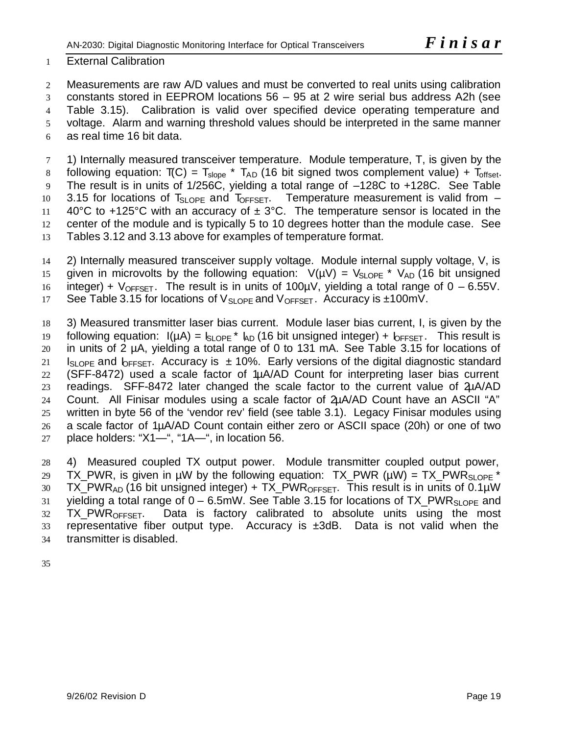## External Calibration

Measurements are raw A/D values and must be converted to real units using calibration constants stored in EEPROM locations 56 – 95 at 2 wire serial bus address A2h (see Table 3.15). Calibration is valid over specified device operating temperature and voltage. Alarm and warning threshold values should be interpreted in the same manner as real time 16 bit data.

1) Internally measured transceiver temperature. Module temperature, T, is given by the following equation: $T(C) = T_{slope} * T_{AD}$ (16 bit signed twos complement value) + $T_{offset}$. The result is in units of 1/256C, yielding a total range of –128C to +128C. See Table 3.15 for locations of $T_{SLOPE}$ and $T_{OFFSET}$. Temperature measurement is valid from –40°C to +125°C with an accuracy of ± 3°C. The temperature sensor is located in the center of the module and is typically 5 to 10 degrees hotter than the module case. See Tables 3.12 and 3.13 above for examples of temperature format.

2) Internally measured transceiver supply voltage. Module internal supply voltage, V, is given in microvolts by the following equation: $V(\mu V) = V_{SLOPE} * V_{AD}$ (16 bit unsigned integer) + $V_{OFFSET}$. The result is in units of 100µV, yielding a total range of 0 – 6.55V. See Table 3.15 for locations of $V_{SLOPE}$ and $V_{OFFSET}$. Accuracy is ±100mV.

3) Measured transmitter laser bias current. Module laser bias current, I, is given by the following equation: $I(\mu A) = I_{SLOPE} * I_{AD}$ (16 bit unsigned integer) + $I_{OFFSET}$. This result is in units of 2 µA, yielding a total range of 0 to 131 mA. See Table 3.15 for locations of $I_{SLOPE}$ and $I_{OFFSET}$. Accuracy is ± 10%. Early versions of the digital diagnostic standard (SFF-8472) used a scale factor of 1µA/AD Count for interpreting laser bias current readings. SFF-8472 later changed the scale factor to the current value of 2µA/AD Count. All Finisar modules using a scale factor of 2µA/AD Count have an ASCII "A" written in byte 56 of the 'vendor rev' field (see table 3.1). Legacy Finisar modules using a scale factor of 1µA/AD Count contain either zero or ASCII space (20h) or one of two place holders: "X1—", "1A—", in location 56.

4) Measured coupled TX output power. Module transmitter coupled output power, TX_PWR, is given in µW by the following equation: $TX\_PWR (\mu W) = TX\_PWR_{SLOPE} * TX\_PWR_{AD}$ (16 bit unsigned integer) + $TX\_PWR_{OFFSET}$. This result is in units of 0.1µW yielding a total range of 0 – 6.5mW. See Table 3.15 for locations of $TX\_PWR_{SLOPE}$ and $TX\_PWR_{OFFSET}$. Data is factory calibrated to absolute units using the most representative fiber output type. Accuracy is ±3dB. Data is not valid when the transmitter is disabled.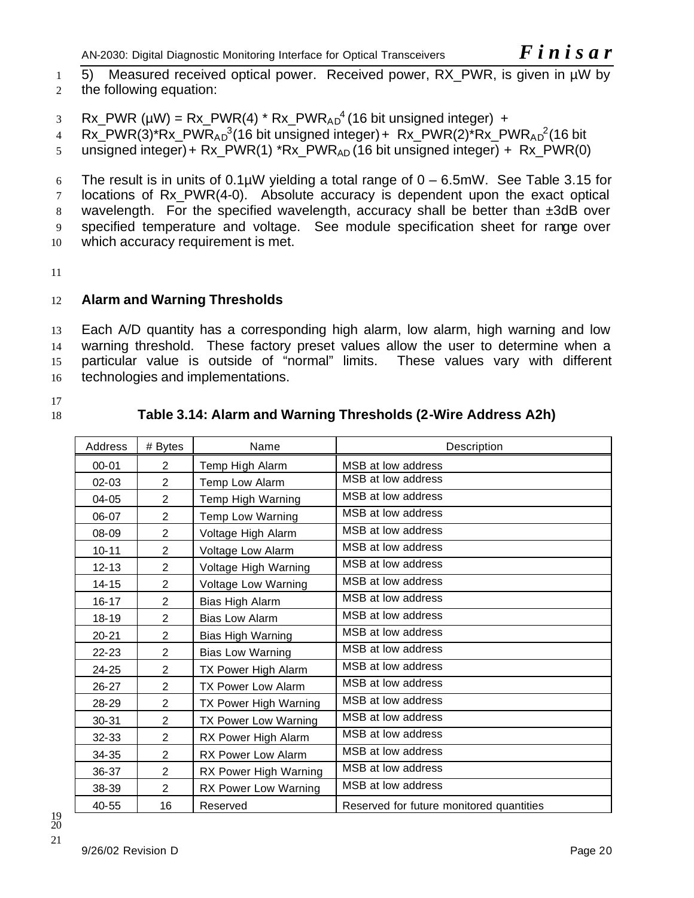5) Measured received optical power. Received power, RX_PWR, is given in µW by the following equation:

Rx_PWR (µW) = Rx_PWR(4) * $Rx\_PWR_{AD}^4$ (16 bit unsigned integer) + Rx_PWR(3)*$Rx\_PWR_{AD}^3$(16 bit unsigned integer) + Rx_PWR(2)*$Rx\_PWR_{AD}^2$(16 bit unsigned integer) + Rx_PWR(1) *$Rx\_PWR_{AD}$ (16 bit unsigned integer) + Rx_PWR(0)

The result is in units of 0.1µW yielding a total range of 0 – 6.5mW. See Table 3.15 for locations of Rx_PWR(4-0). Absolute accuracy is dependent upon the exact optical wavelength. For the specified wavelength, accuracy shall be better than ±3dB over specified temperature and voltage. See module specification sheet for range over which accuracy requirement is met.

**Alarm and Warning Thresholds**

Each A/D quantity has a corresponding high alarm, low alarm, high warning and low warning threshold. These factory preset values allow the user to determine when a particular value is outside of "normal" limits. These values vary with different technologies and implementations.

**Table 3.14: Alarm and Warning Thresholds (2-Wire Address A2h)**

| Address | # Bytes | Name | Description |
|---|---|---|---|
| 00-01 | 2 | Temp High Alarm | MSB at low address |
| 02-03 | 2 | Temp Low Alarm | MSB at low address |
| 04-05 | 2 | Temp High Warning | MSB at low address |
| 06-07 | 2 | Temp Low Warning | MSB at low address |
| 08-09 | 2 | Voltage High Alarm | MSB at low address |
| 10-11 | 2 | Voltage Low Alarm | MSB at low address |
| 12-13 | 2 | Voltage High Warning | MSB at low address |
| 14-15 | 2 | Voltage Low Warning | MSB at low address |
| 16-17 | 2 | Bias High Alarm | MSB at low address |
| 18-19 | 2 | Bias Low Alarm | MSB at low address |
| 20-21 | 2 | Bias High Warning | MSB at low address |
| 22-23 | 2 | Bias Low Warning | MSB at low address |
| 24-25 | 2 | TX Power High Alarm | MSB at low address |
| 26-27 | 2 | TX Power Low Alarm | MSB at low address |
| 28-29 | 2 | TX Power High Warning | MSB at low address |
| 30-31 | 2 | TX Power Low Warning | MSB at low address |
| 32-33 | 2 | RX Power High Alarm | MSB at low address |
| 34-35 | 2 | RX Power Low Alarm | MSB at low address |
| 36-37 | 2 | RX Power High Warning | MSB at low address |
| 38-39 | 2 | RX Power Low Warning | MSB at low address |
| 40-55 | 16 | Reserved | Reserved for future monitored quantities |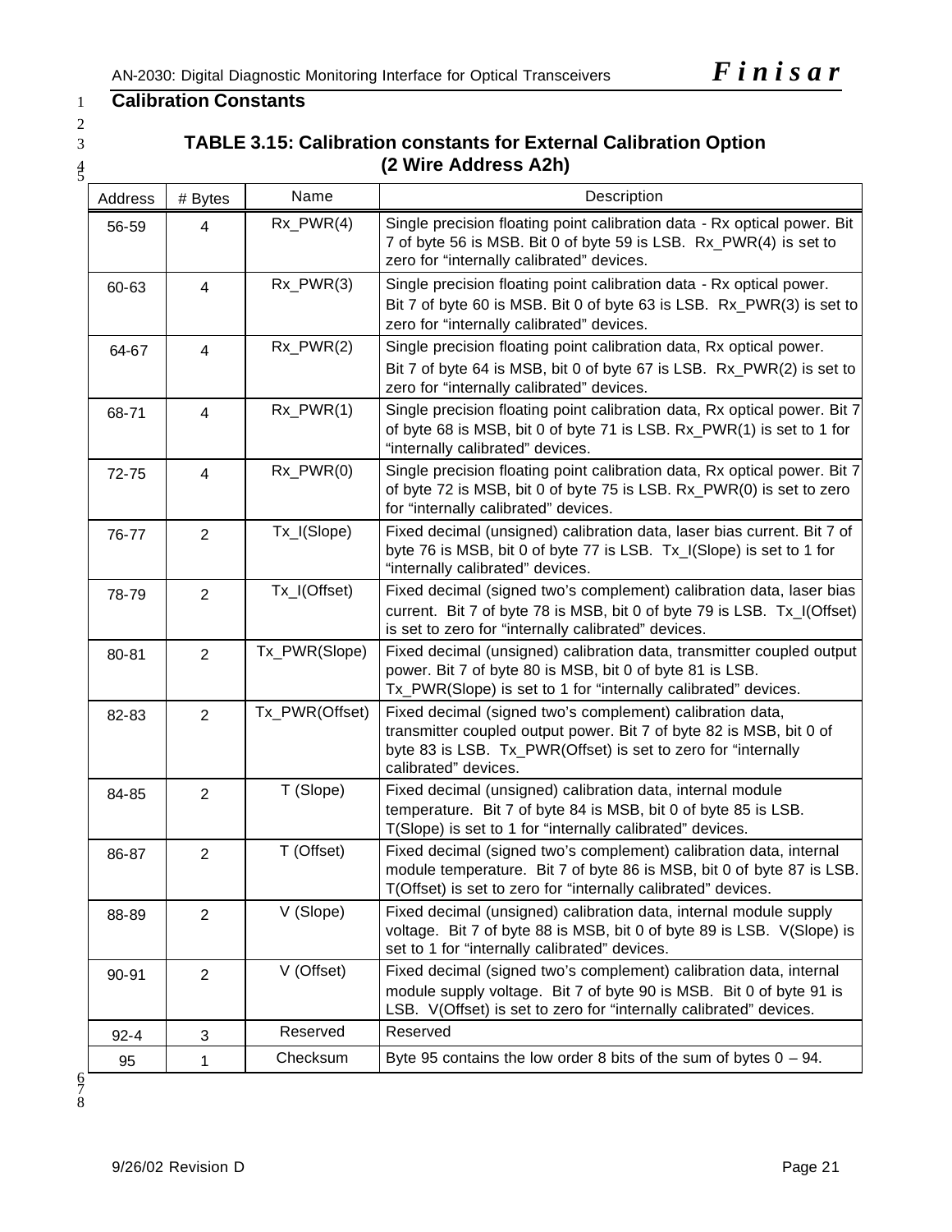## Calibration Constants

### TABLE 3.15: Calibration constants for External Calibration Option (2 Wire Address A2h)

| Address | # Bytes | Name | Description |
|---|---|---|---|
| 56-59 | 4 | Rx_PWR(4) | Single precision floating point calibration data - Rx optical power. Bit 7 of byte 56 is MSB. Bit 0 of byte 59 is LSB. Rx_PWR(4) is set to zero for "internally calibrated" devices. |
| 60-63 | 4 | Rx_PWR(3) | Single precision floating point calibration data - Rx optical power. Bit 7 of byte 60 is MSB. Bit 0 of byte 63 is LSB. Rx_PWR(3) is set to zero for "internally calibrated" devices. |
| 64-67 | 4 | Rx_PWR(2) | Single precision floating point calibration data, Rx optical power. Bit 7 of byte 64 is MSB, bit 0 of byte 67 is LSB. Rx_PWR(2) is set to zero for "internally calibrated" devices. |
| 68-71 | 4 | Rx_PWR(1) | Single precision floating point calibration data, Rx optical power. Bit 7 of byte 68 is MSB, bit 0 of byte 71 is LSB. Rx_PWR(1) is set to 1 for "internally calibrated" devices. |
| 72-75 | 4 | Rx_PWR(0) | Single precision floating point calibration data, Rx optical power. Bit 7 of byte 72 is MSB, bit 0 of byte 75 is LSB. Rx_PWR(0) is set to zero for "internally calibrated" devices. |
| 76-77 | 2 | Tx_I(Slope) | Fixed decimal (unsigned) calibration data, laser bias current. Bit 7 of byte 76 is MSB, bit 0 of byte 77 is LSB. Tx_I(Slope) is set to 1 for "internally calibrated" devices. |
| 78-79 | 2 | Tx_I(Offset) | Fixed decimal (signed two's complement) calibration data, laser bias current. Bit 7 of byte 78 is MSB, bit 0 of byte 79 is LSB. Tx_I(Offset) is set to zero for "internally calibrated" devices. |
| 80-81 | 2 | Tx_PWR(Slope) | Fixed decimal (unsigned) calibration data, transmitter coupled output power. Bit 7 of byte 80 is MSB, bit 0 of byte 81 is LSB. Tx_PWR(Slope) is set to 1 for "internally calibrated" devices. |
| 82-83 | 2 | Tx_PWR(Offset) | Fixed decimal (signed two's complement) calibration data, transmitter coupled output power. Bit 7 of byte 82 is MSB, bit 0 of byte 83 is LSB. Tx_PWR(Offset) is set to zero for "internally calibrated" devices. |
| 84-85 | 2 | T (Slope) | Fixed decimal (unsigned) calibration data, internal module temperature. Bit 7 of byte 84 is MSB, bit 0 of byte 85 is LSB. T(Slope) is set to 1 for "internally calibrated" devices. |
| 86-87 | 2 | T (Offset) | Fixed decimal (signed two's complement) calibration data, internal module temperature. Bit 7 of byte 86 is MSB, bit 0 of byte 87 is LSB. T(Offset) is set to zero for "internally calibrated" devices. |
| 88-89 | 2 | V (Slope) | Fixed decimal (unsigned) calibration data, internal module supply voltage. Bit 7 of byte 88 is MSB, bit 0 of byte 89 is LSB. V(Slope) is set to 1 for "internally calibrated" devices. |
| 90-91 | 2 | V (Offset) | Fixed decimal (signed two's complement) calibration data, internal module supply voltage. Bit 7 of byte 90 is MSB. Bit 0 of byte 91 is LSB. V(Offset) is set to zero for "internally calibrated" devices. |
| 92-4 | 3 | Reserved | Reserved |
| 95 | 1 | Checksum | Byte 95 contains the low order 8 bits of the sum of bytes 0 – 94. |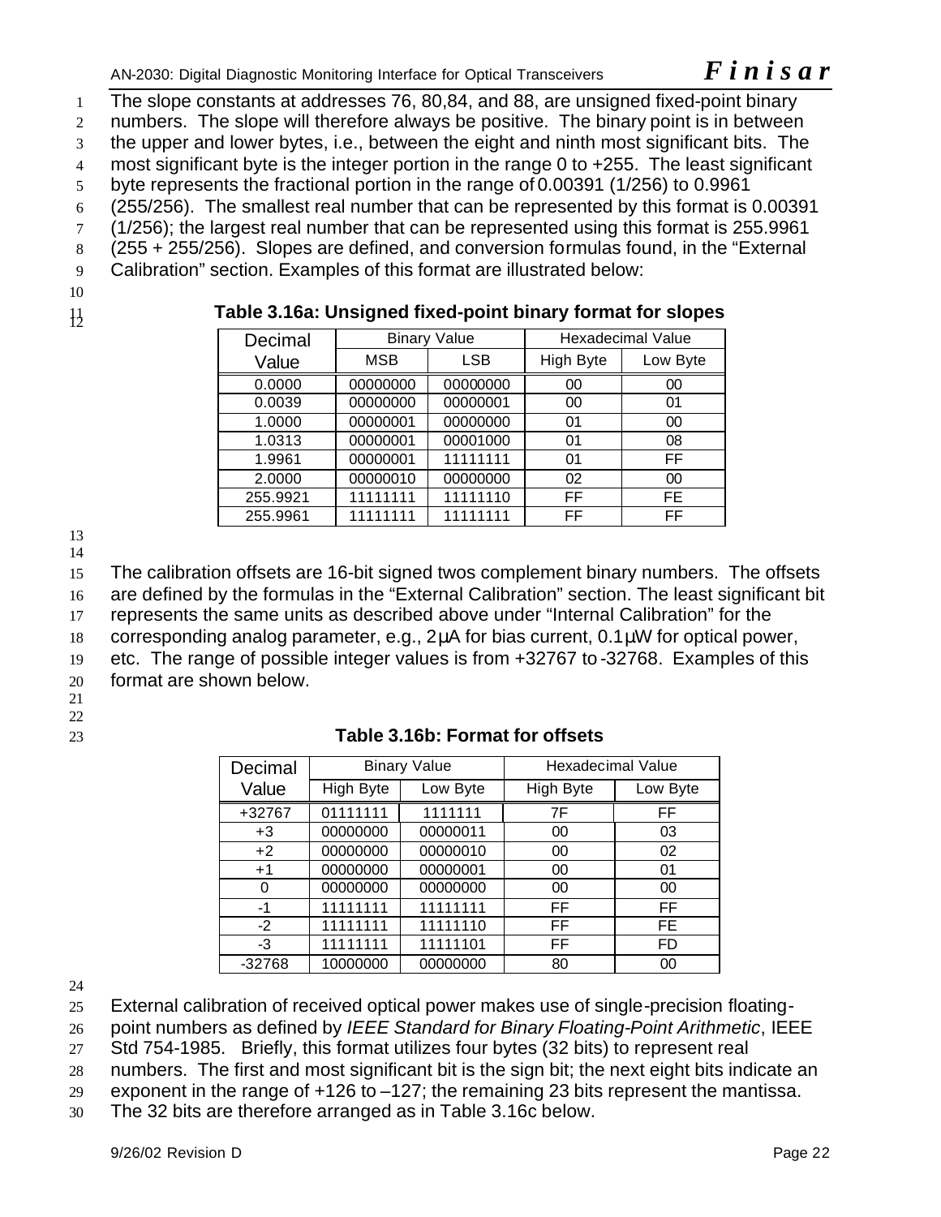The slope constants at addresses 76, 80,84, and 88, are unsigned fixed-point binary numbers. The slope will therefore always be positive. The binary point is in between the upper and lower bytes, i.e., between the eight and ninth most significant bits. The most significant byte is the integer portion in the range 0 to +255. The least significant byte represents the fractional portion in the range of 0.00391 (1/256) to 0.9961 (255/256). The smallest real number that can be represented by this format is 0.00391 (1/256); the largest real number that can be represented using this format is 255.9961 (255 + 255/256). Slopes are defined, and conversion formulas found, in the "External Calibration" section. Examples of this format are illustrated below:

**Table 3.16a: Unsigned fixed-point binary format for slopes**

| Decimal Value | Binary Value | | Hexadecimal Value | |
|---|---|---|---|---|
| | MSB | LSB | High Byte | Low Byte |
| 0.0000 | 00000000 | 00000000 | 00 | 00 |
| 0.0039 | 00000000 | 00000001 | 00 | 01 |
| 1.0000 | 00000001 | 00000000 | 01 | 00 |
| 1.0313 | 00000001 | 00001000 | 01 | 08 |
| 1.9961 | 00000001 | 11111111 | 01 | FF |
| 2.0000 | 00000010 | 00000000 | 02 | 00 |
| 255.9921 | 11111111 | 11111110 | FF | FE |
| 255.9961 | 11111111 | 11111111 | FF | FF |

The calibration offsets are 16-bit signed twos complement binary numbers. The offsets are defined by the formulas in the "External Calibration" section. The least significant bit represents the same units as described above under "Internal Calibration" for the corresponding analog parameter, e.g., 2µA for bias current, 0.1µW for optical power, etc. The range of possible integer values is from +32767 to -32768. Examples of this format are shown below.

**Table 3.16b: Format for offsets**

| Decimal Value | Binary Value | | Hexadecimal Value | |
|---|---|---|---|---|
| | High Byte | Low Byte | High Byte | Low Byte |
| +32767 | 01111111 | 1111111 | 7F | FF |
| +3 | 00000000 | 00000011 | 00 | 03 |
| +2 | 00000000 | 00000010 | 00 | 02 |
| +1 | 00000000 | 00000001 | 00 | 01 |
| 0 | 00000000 | 00000000 | 00 | 00 |
| -1 | 11111111 | 11111111 | FF | FF |
| -2 | 11111111 | 11111110 | FF | FE |
| -3 | 11111111 | 11111101 | FF | FD |
| -32768 | 10000000 | 00000000 | 80 | 00 |

External calibration of received optical power makes use of single-precision floating-point numbers as defined by *IEEE Standard for Binary Floating-Point Arithmetic*, IEEE Std 754-1985. Briefly, this format utilizes four bytes (32 bits) to represent real numbers. The first and most significant bit is the sign bit; the next eight bits indicate an exponent in the range of +126 to –127; the remaining 23 bits represent the mantissa. The 32 bits are therefore arranged as in Table 3.16c below.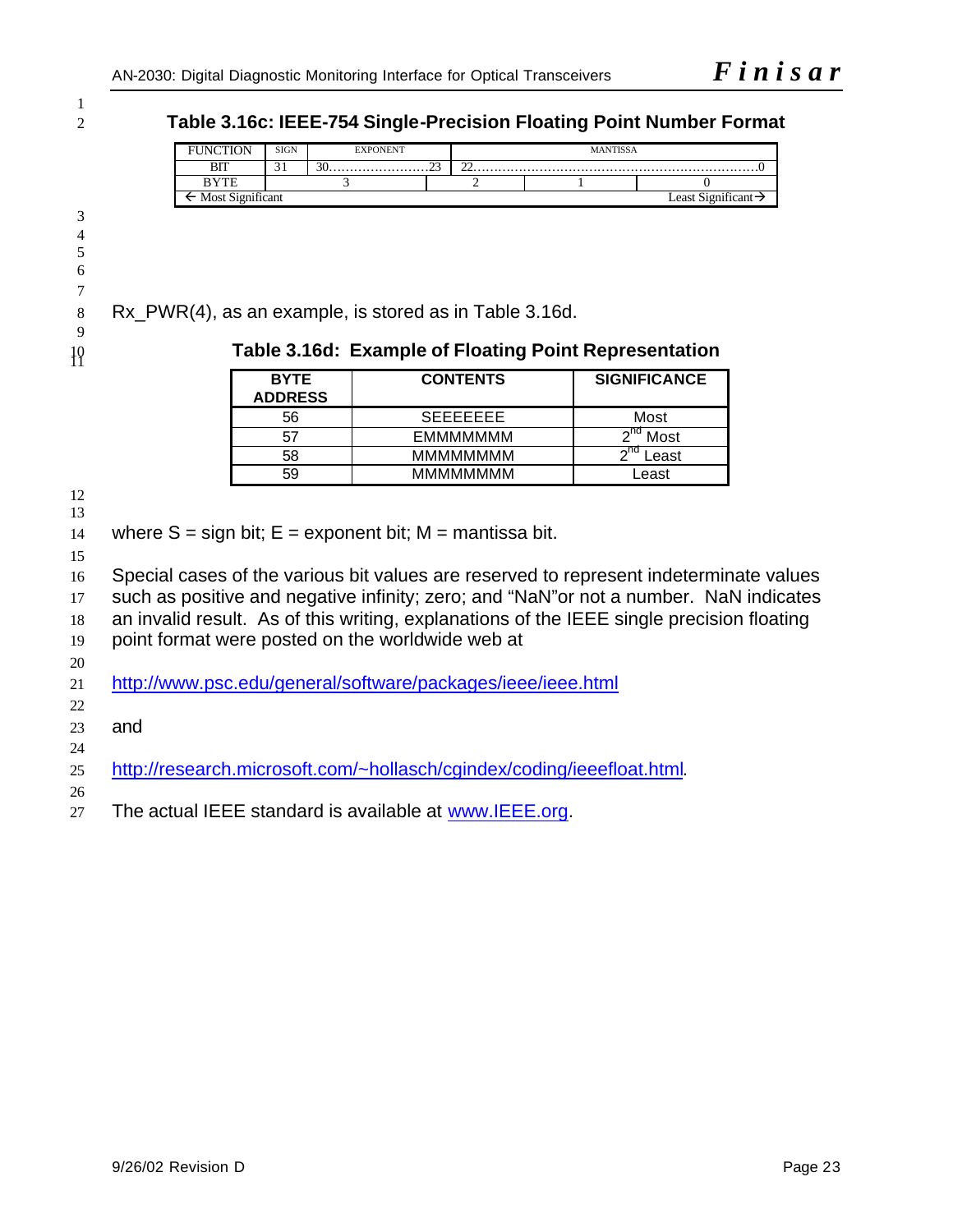### Table 3.16c: IEEE-754 Single-Precision Floating Point Number Format

| FUNCTION | SIGN | EXPONENT | MANTISSA | | |
|---|---|---|---|---|---|
| BIT | 31 | 30……………………23 | 22……………………………………………………………0 | | |
| BYTE | 3 | | 2 | 1 | 0 |
| ← Most Significant | | | | | Least Significant → |

Rx_PWR(4), as an example, is stored as in Table 3.16d.

### Table 3.16d: Example of Floating Point Representation

| BYTE ADDRESS | CONTENTS | SIGNIFICANCE |
|---|---|---|
| 56 | SEEEEEEE | Most |
| 57 | EMMMMMMM | 2nd Most |
| 58 | MMMMMMMM | 2nd Least |
| 59 | MMMMMMMM | Least |

where S = sign bit; E = exponent bit; M = mantissa bit.

Special cases of the various bit values are reserved to represent indeterminate values such as positive and negative infinity; zero; and "NaN"or not a number. NaN indicates an invalid result. As of this writing, explanations of the IEEE single precision floating point format were posted on the worldwide web at

http://www.psc.edu/general/software/packages/ieee/ieee.html

and

http://research.microsoft.com/~hollasch/cgindex/coding/ieeefloat.html.

The actual IEEE standard is available at www.IEEE.org.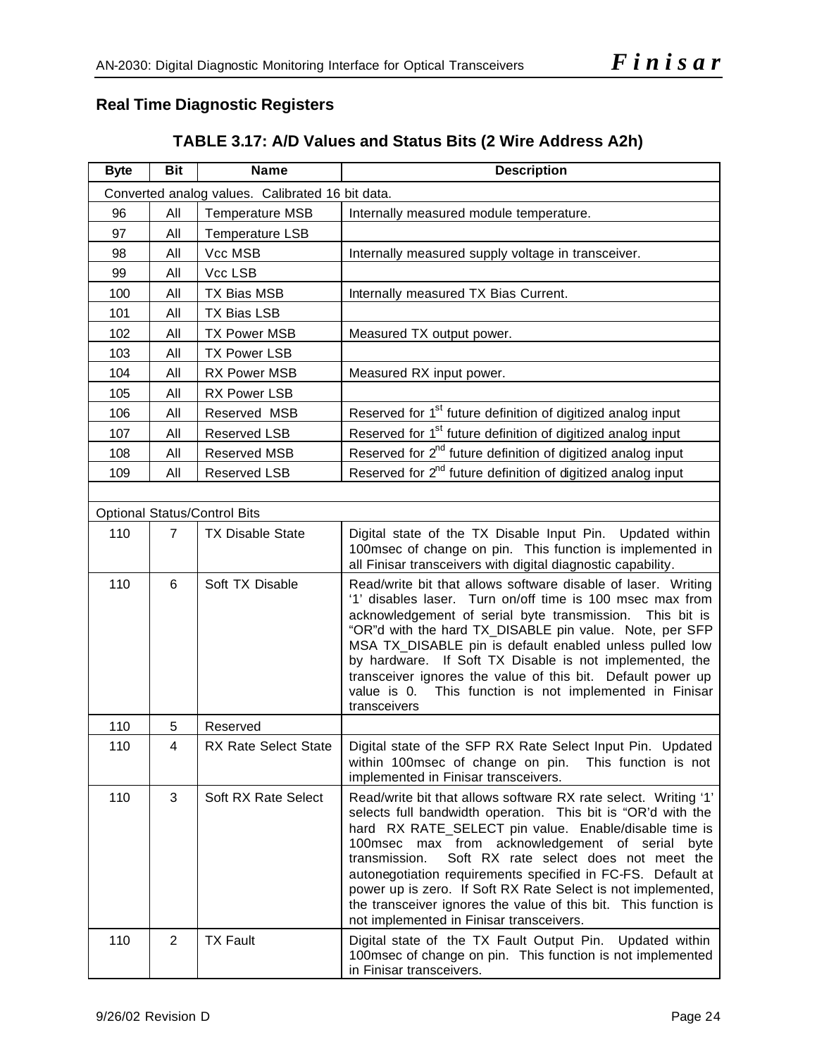## Real Time Diagnostic Registers

### TABLE 3.17: A/D Values and Status Bits (2 Wire Address A2h)

| Byte | Bit | Name | Description |
|---|---|---|---|
| Converted analog values. Calibrated 16 bit data. | | | |
| 96 | All | Temperature MSB | Internally measured module temperature. |
| 97 | All | Temperature LSB | |
| 98 | All | Vcc MSB | Internally measured supply voltage in transceiver. |
| 99 | All | Vcc LSB | |
| 100 | All | TX Bias MSB | Internally measured TX Bias Current. |
| 101 | All | TX Bias LSB | |
| 102 | All | TX Power MSB | Measured TX output power. |
| 103 | All | TX Power LSB | |
| 104 | All | RX Power MSB | Measured RX input power. |
| 105 | All | RX Power LSB | |
| 106 | All | Reserved MSB | Reserved for 1st future definition of digitized analog input |
| 107 | All | Reserved LSB | Reserved for 1st future definition of digitized analog input |
| 108 | All | Reserved MSB | Reserved for 2nd future definition of digitized analog input |
| 109 | All | Reserved LSB | Reserved for 2nd future definition of digitized analog input |
| | | | |
| Optional Status/Control Bits | | | |
| 110 | 7 | TX Disable State | Digital state of the TX Disable Input Pin. Updated within 100msec of change on pin. This function is implemented in all Finisar transceivers with digital diagnostic capability. |
| 110 | 6 | Soft TX Disable | Read/write bit that allows software disable of laser. Writing '1' disables laser. Turn on/off time is 100 msec max from acknowledgement of serial byte transmission. This bit is "OR"d with the hard TX_DISABLE pin value. Note, per SFP MSA TX_DISABLE pin is default enabled unless pulled low by hardware. If Soft TX Disable is not implemented, the transceiver ignores the value of this bit. Default power up value is 0. This function is not implemented in Finisar transceivers |
| 110 | 5 | Reserved | |
| 110 | 4 | RX Rate Select State | Digital state of the SFP RX Rate Select Input Pin. Updated within 100msec of change on pin. This function is not implemented in Finisar transceivers. |
| 110 | 3 | Soft RX Rate Select | Read/write bit that allows software RX rate select. Writing '1' selects full bandwidth operation. This bit is "OR'd with the hard RX RATE_SELECT pin value. Enable/disable time is 100msec max from acknowledgement of serial byte transmission. Soft RX rate select does not meet the autonegotiation requirements specified in FC-FS. Default at power up is zero. If Soft RX Rate Select is not implemented, the transceiver ignores the value of this bit. This function is not implemented in Finisar transceivers. |
| 110 | 2 | TX Fault | Digital state of the TX Fault Output Pin. Updated within 100msec of change on pin. This function is not implemented in Finisar transceivers. |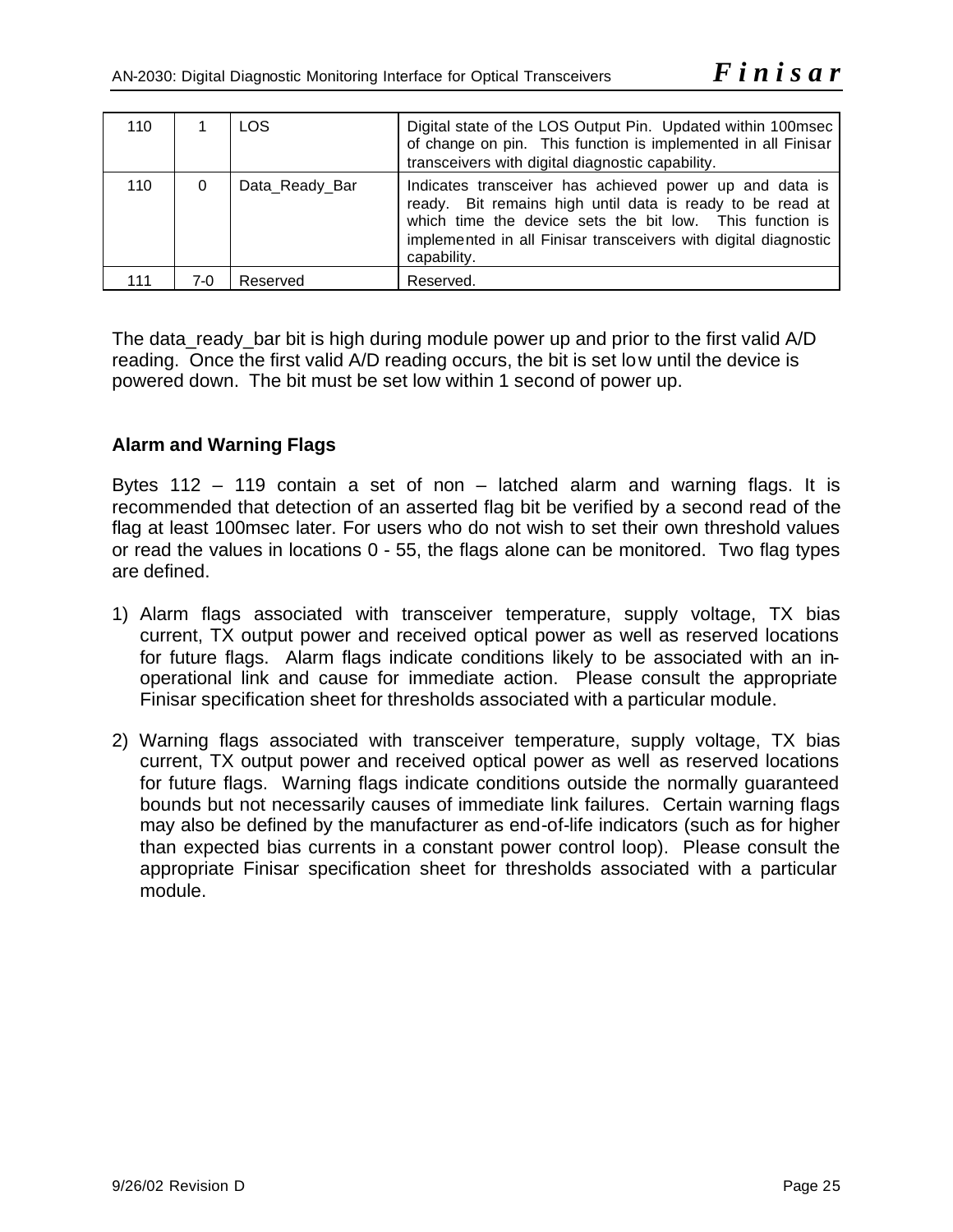| 110 | 1 | LOS | Digital state of the LOS Output Pin. Updated within 100msec of change on pin. This function is implemented in all Finisar transceivers with digital diagnostic capability. |
|---|---|---|---|
| 110 | 0 | Data_Ready_Bar | Indicates transceiver has achieved power up and data is ready. Bit remains high until data is ready to be read at which time the device sets the bit low. This function is implemented in all Finisar transceivers with digital diagnostic capability. |
| 111 | 7-0 | Reserved | Reserved. |

The data_ready_bar bit is high during module power up and prior to the first valid A/D reading. Once the first valid A/D reading occurs, the bit is set low until the device is powered down. The bit must be set low within 1 second of power up.

**Alarm and Warning Flags**

Bytes 112 – 119 contain a set of non – latched alarm and warning flags. It is recommended that detection of an asserted flag bit be verified by a second read of the flag at least 100msec later. For users who do not wish to set their own threshold values or read the values in locations 0 - 55, the flags alone can be monitored. Two flag types are defined.

1) Alarm flags associated with transceiver temperature, supply voltage, TX bias current, TX output power and received optical power as well as reserved locations for future flags. Alarm flags indicate conditions likely to be associated with an in-operational link and cause for immediate action. Please consult the appropriate Finisar specification sheet for thresholds associated with a particular module.

2) Warning flags associated with transceiver temperature, supply voltage, TX bias current, TX output power and received optical power as well as reserved locations for future flags. Warning flags indicate conditions outside the normally guaranteed bounds but not necessarily causes of immediate link failures. Certain warning flags may also be defined by the manufacturer as end-of-life indicators (such as for higher than expected bias currents in a constant power control loop). Please consult the appropriate Finisar specification sheet for thresholds associated with a particular module.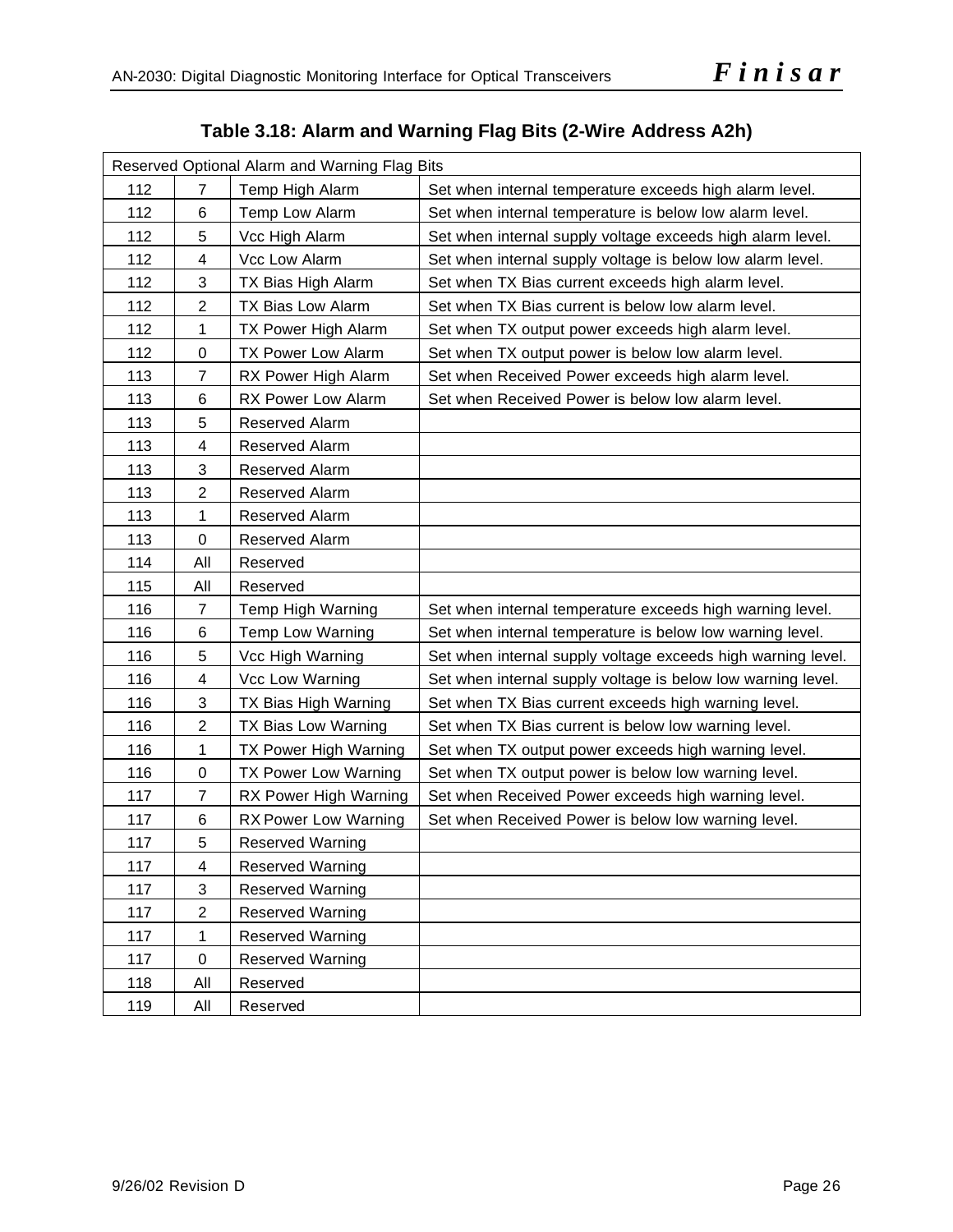**Table 3.18: Alarm and Warning Flag Bits (2-Wire Address A2h)**

| Reserved Optional Alarm and Warning Flag Bits | | | |
|---|---|---|---|
| 112 | 7 | Temp High Alarm | Set when internal temperature exceeds high alarm level. |
| 112 | 6 | Temp Low Alarm | Set when internal temperature is below low alarm level. |
| 112 | 5 | Vcc High Alarm | Set when internal supply voltage exceeds high alarm level. |
| 112 | 4 | Vcc Low Alarm | Set when internal supply voltage is below low alarm level. |
| 112 | 3 | TX Bias High Alarm | Set when TX Bias current exceeds high alarm level. |
| 112 | 2 | TX Bias Low Alarm | Set when TX Bias current is below low alarm level. |
| 112 | 1 | TX Power High Alarm | Set when TX output power exceeds high alarm level. |
| 112 | 0 | TX Power Low Alarm | Set when TX output power is below low alarm level. |
| 113 | 7 | RX Power High Alarm | Set when Received Power exceeds high alarm level. |
| 113 | 6 | RX Power Low Alarm | Set when Received Power is below low alarm level. |
| 113 | 5 | Reserved Alarm | |
| 113 | 4 | Reserved Alarm | |
| 113 | 3 | Reserved Alarm | |
| 113 | 2 | Reserved Alarm | |
| 113 | 1 | Reserved Alarm | |
| 113 | 0 | Reserved Alarm | |
| 114 | All | Reserved | |
| 115 | All | Reserved | |
| 116 | 7 | Temp High Warning | Set when internal temperature exceeds high warning level. |
| 116 | 6 | Temp Low Warning | Set when internal temperature is below low warning level. |
| 116 | 5 | Vcc High Warning | Set when internal supply voltage exceeds high warning level. |
| 116 | 4 | Vcc Low Warning | Set when internal supply voltage is below low warning level. |
| 116 | 3 | TX Bias High Warning | Set when TX Bias current exceeds high warning level. |
| 116 | 2 | TX Bias Low Warning | Set when TX Bias current is below low warning level. |
| 116 | 1 | TX Power High Warning | Set when TX output power exceeds high warning level. |
| 116 | 0 | TX Power Low Warning | Set when TX output power is below low warning level. |
| 117 | 7 | RX Power High Warning | Set when Received Power exceeds high warning level. |
| 117 | 6 | RX Power Low Warning | Set when Received Power is below low warning level. |
| 117 | 5 | Reserved Warning | |
| 117 | 4 | Reserved Warning | |
| 117 | 3 | Reserved Warning | |
| 117 | 2 | Reserved Warning | |
| 117 | 1 | Reserved Warning | |
| 117 | 0 | Reserved Warning | |
| 118 | All | Reserved | |
| 119 | All | Reserved | |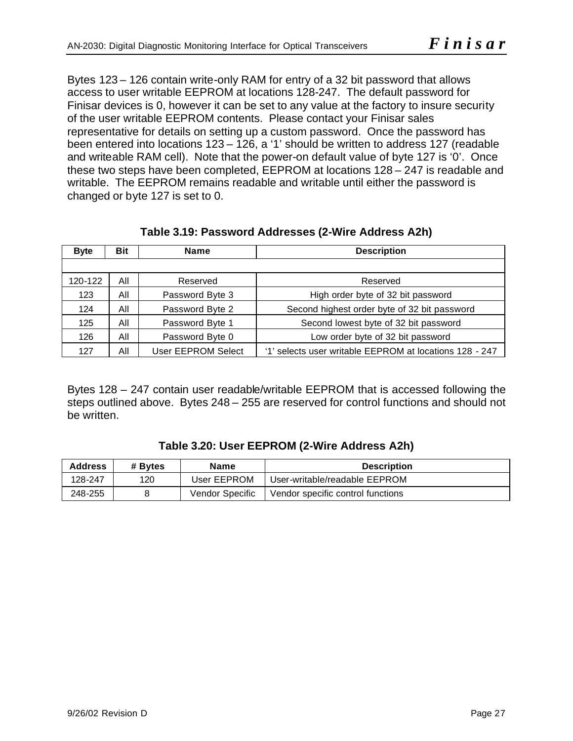Bytes 123 – 126 contain write-only RAM for entry of a 32 bit password that allows access to user writable EEPROM at locations 128-247. The default password for Finisar devices is 0, however it can be set to any value at the factory to insure security of the user writable EEPROM contents. Please contact your Finisar sales representative for details on setting up a custom password. Once the password has been entered into locations 123 – 126, a '1' should be written to address 127 (readable and writeable RAM cell). Note that the power-on default value of byte 127 is '0'. Once these two steps have been completed, EEPROM at locations 128 – 247 is readable and writable. The EEPROM remains readable and writable until either the password is changed or byte 127 is set to 0.

**Table 3.19: Password Addresses (2-Wire Address A2h)**

| Byte | Bit | Name | Description |
|---|---|---|---|
| | | | |
| 120-122 | All | Reserved | Reserved |
| 123 | All | Password Byte 3 | High order byte of 32 bit password |
| 124 | All | Password Byte 2 | Second highest order byte of 32 bit password |
| 125 | All | Password Byte 1 | Second lowest byte of 32 bit password |
| 126 | All | Password Byte 0 | Low order byte of 32 bit password |
| 127 | All | User EEPROM Select | '1' selects user writable EEPROM at locations 128 - 247 |

Bytes 128 – 247 contain user readable/writable EEPROM that is accessed following the steps outlined above. Bytes 248 – 255 are reserved for control functions and should not be written.

**Table 3.20: User EEPROM (2-Wire Address A2h)**

| Address | # Bytes | Name | Description |
|---|---|---|---|
| 128-247 | 120 | User EEPROM | User-writable/readable EEPROM |
| 248-255 | 8 | Vendor Specific | Vendor specific control functions |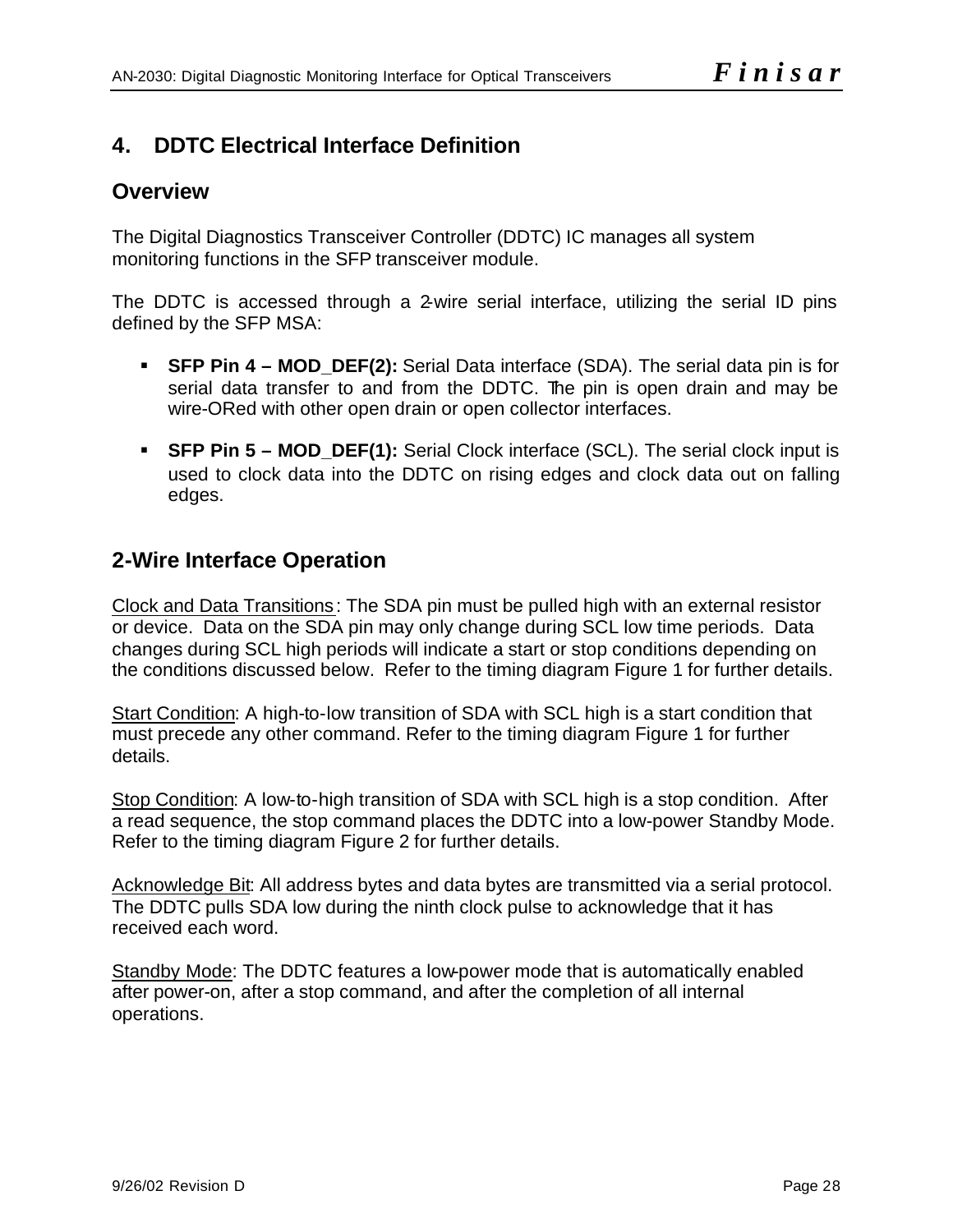# 4. DDTC Electrical Interface Definition

## Overview

The Digital Diagnostics Transceiver Controller (DDTC) IC manages all system monitoring functions in the SFP transceiver module.

The DDTC is accessed through a 2-wire serial interface, utilizing the serial ID pins defined by the SFP MSA:

- **SFP Pin 4 – MOD_DEF(2):** Serial Data interface (SDA). The serial data pin is for serial data transfer to and from the DDTC. The pin is open drain and may be wire-ORed with other open drain or open collector interfaces.
- **SFP Pin 5 – MOD_DEF(1):** Serial Clock interface (SCL). The serial clock input is used to clock data into the DDTC on rising edges and clock data out on falling edges.

## 2-Wire Interface Operation

Clock and Data Transitions: The SDA pin must be pulled high with an external resistor or device. Data on the SDA pin may only change during SCL low time periods. Data changes during SCL high periods will indicate a start or stop conditions depending on the conditions discussed below. Refer to the timing diagram Figure 1 for further details.

Start Condition: A high-to-low transition of SDA with SCL high is a start condition that must precede any other command. Refer to the timing diagram Figure 1 for further details.

Stop Condition: A low-to-high transition of SDA with SCL high is a stop condition. After a read sequence, the stop command places the DDTC into a low-power Standby Mode. Refer to the timing diagram Figure 2 for further details.

Acknowledge Bit: All address bytes and data bytes are transmitted via a serial protocol. The DDTC pulls SDA low during the ninth clock pulse to acknowledge that it has received each word.

Standby Mode: The DDTC features a low-power mode that is automatically enabled after power-on, after a stop command, and after the completion of all internal operations.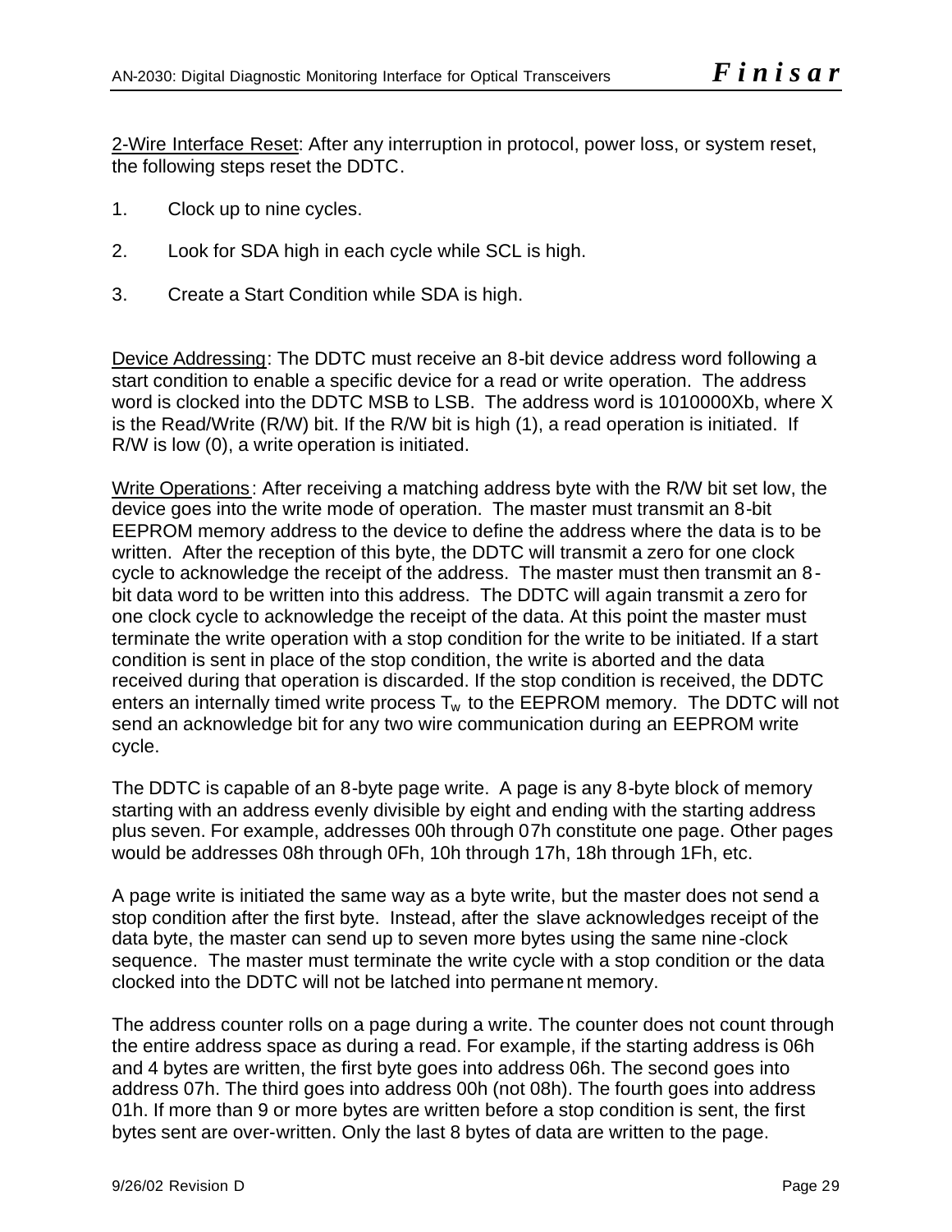<u>2-Wire Interface Reset</u>: After any interruption in protocol, power loss, or system reset, the following steps reset the DDTC.

1. Clock up to nine cycles.

2. Look for SDA high in each cycle while SCL is high.

3. Create a Start Condition while SDA is high.

<u>Device Addressing</u>: The DDTC must receive an 8-bit device address word following a start condition to enable a specific device for a read or write operation. The address word is clocked into the DDTC MSB to LSB. The address word is 1010000Xb, where X is the Read/Write (R/W) bit. If the R/W bit is high (1), a read operation is initiated. If R/W is low (0), a write operation is initiated.

<u>Write Operations</u>: After receiving a matching address byte with the R/W bit set low, the device goes into the write mode of operation. The master must transmit an 8-bit EEPROM memory address to the device to define the address where the data is to be written. After the reception of this byte, the DDTC will transmit a zero for one clock cycle to acknowledge the receipt of the address. The master must then transmit an 8-bit data word to be written into this address. The DDTC will again transmit a zero for one clock cycle to acknowledge the receipt of the data. At this point the master must terminate the write operation with a stop condition for the write to be initiated. If a start condition is sent in place of the stop condition, the write is aborted and the data received during that operation is discarded. If the stop condition is received, the DDTC enters an internally timed write process $T_w$ to the EEPROM memory. The DDTC will not send an acknowledge bit for any two wire communication during an EEPROM write cycle.

The DDTC is capable of an 8-byte page write. A page is any 8-byte block of memory starting with an address evenly divisible by eight and ending with the starting address plus seven. For example, addresses 00h through 07h constitute one page. Other pages would be addresses 08h through 0Fh, 10h through 17h, 18h through 1Fh, etc.

A page write is initiated the same way as a byte write, but the master does not send a stop condition after the first byte. Instead, after the slave acknowledges receipt of the data byte, the master can send up to seven more bytes using the same nine-clock sequence. The master must terminate the write cycle with a stop condition or the data clocked into the DDTC will not be latched into permanent memory.

The address counter rolls on a page during a write. The counter does not count through the entire address space as during a read. For example, if the starting address is 06h and 4 bytes are written, the first byte goes into address 06h. The second goes into address 07h. The third goes into address 00h (not 08h). The fourth goes into address 01h. If more than 9 or more bytes are written before a stop condition is sent, the first bytes sent are over-written. Only the last 8 bytes of data are written to the page.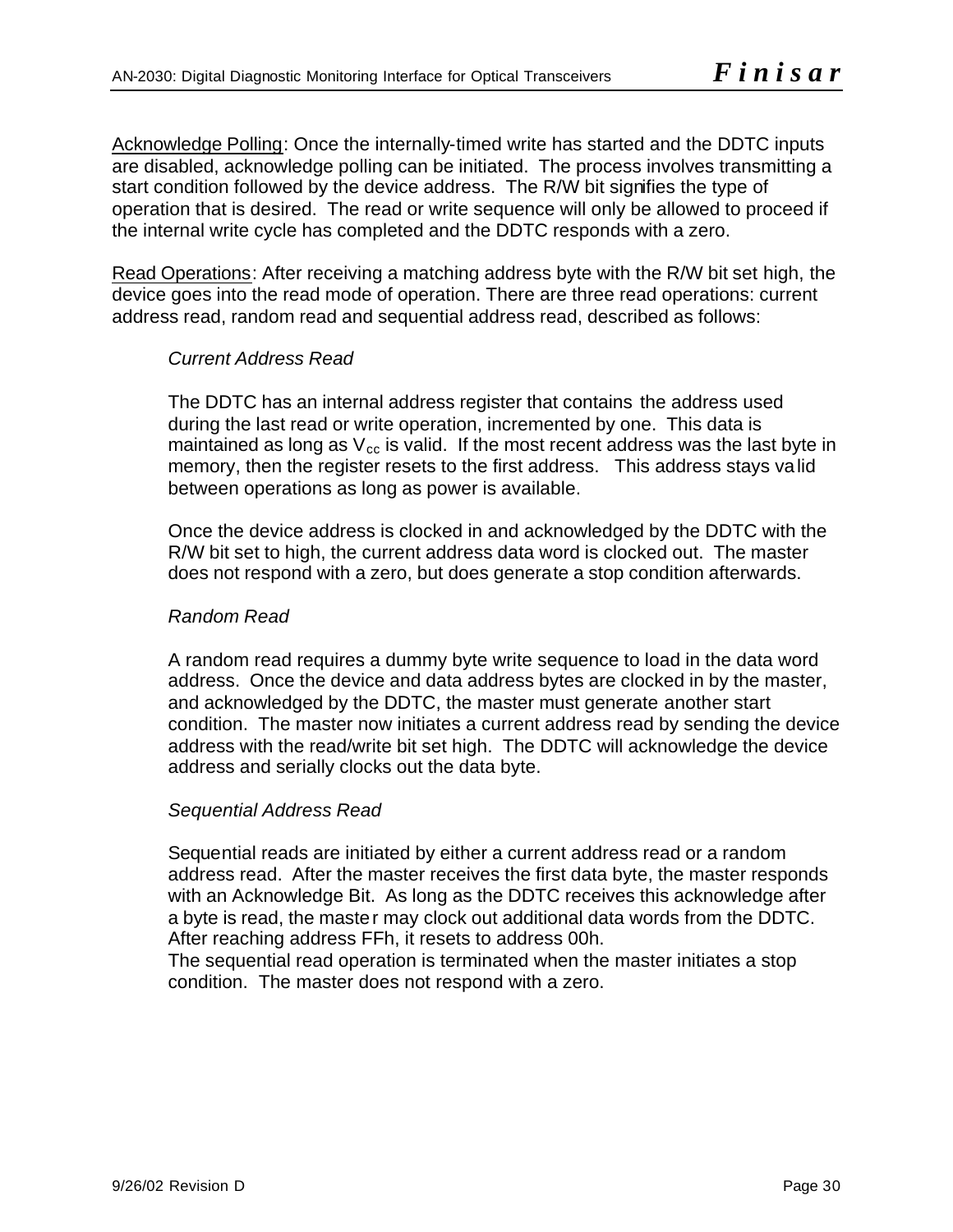Acknowledge Polling: Once the internally-timed write has started and the DDTC inputs are disabled, acknowledge polling can be initiated. The process involves transmitting a start condition followed by the device address. The R/W bit signifies the type of operation that is desired. The read or write sequence will only be allowed to proceed if the internal write cycle has completed and the DDTC responds with a zero.

Read Operations: After receiving a matching address byte with the R/W bit set high, the device goes into the read mode of operation. There are three read operations: current address read, random read and sequential address read, described as follows:

*Current Address Read*

The DDTC has an internal address register that contains the address used during the last read or write operation, incremented by one. This data is maintained as long as $V_{cc}$ is valid. If the most recent address was the last byte in memory, then the register resets to the first address. This address stays valid between operations as long as power is available.

Once the device address is clocked in and acknowledged by the DDTC with the R/W bit set to high, the current address data word is clocked out. The master does not respond with a zero, but does generate a stop condition afterwards.

*Random Read*

A random read requires a dummy byte write sequence to load in the data word address. Once the device and data address bytes are clocked in by the master, and acknowledged by the DDTC, the master must generate another start condition. The master now initiates a current address read by sending the device address with the read/write bit set high. The DDTC will acknowledge the device address and serially clocks out the data byte.

*Sequential Address Read*

Sequential reads are initiated by either a current address read or a random address read. After the master receives the first data byte, the master responds with an Acknowledge Bit. As long as the DDTC receives this acknowledge after a byte is read, the master may clock out additional data words from the DDTC. After reaching address FFh, it resets to address 00h.
The sequential read operation is terminated when the master initiates a stop condition. The master does not respond with a zero.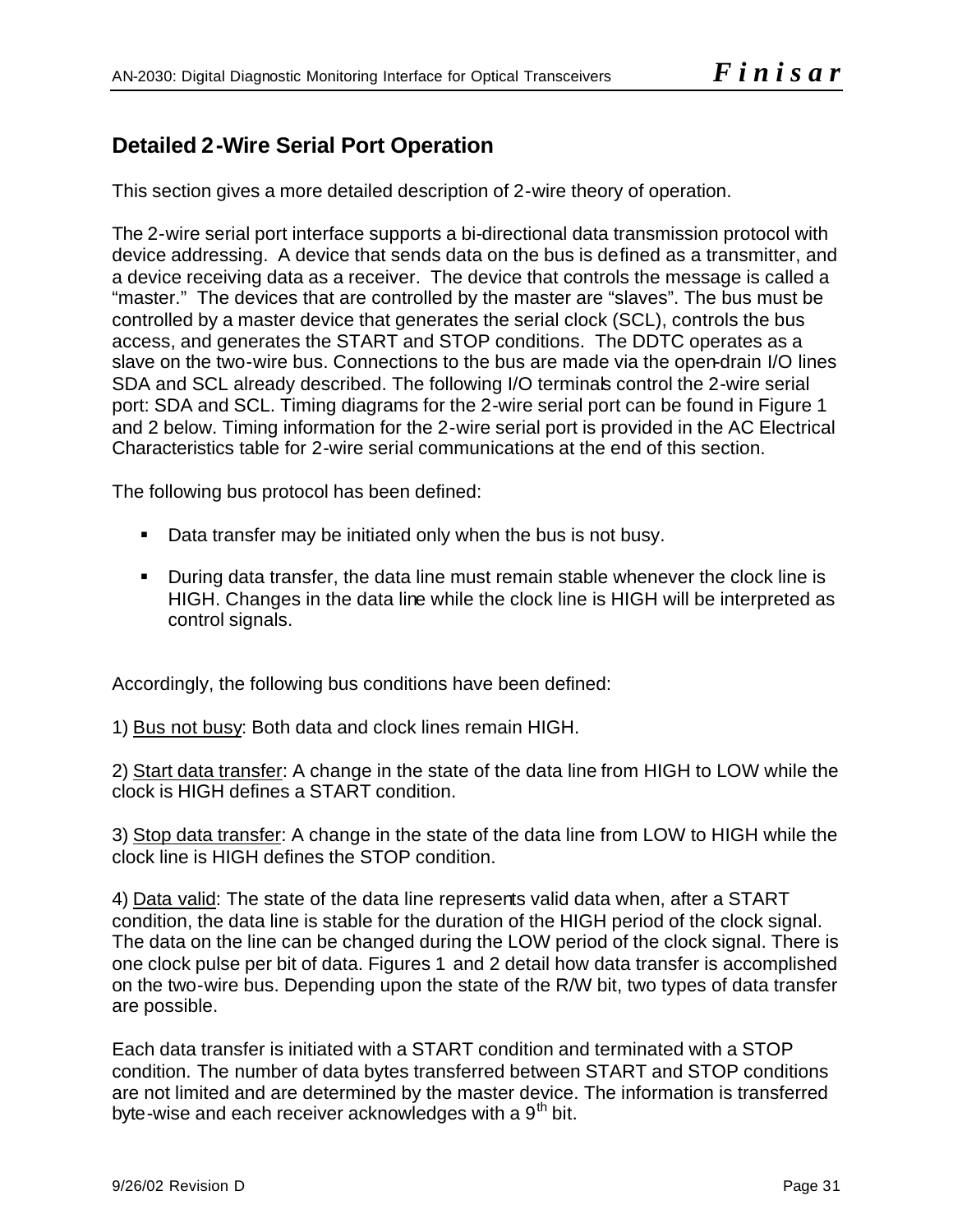## Detailed 2-Wire Serial Port Operation

This section gives a more detailed description of 2-wire theory of operation.

The 2-wire serial port interface supports a bi-directional data transmission protocol with device addressing. A device that sends data on the bus is defined as a transmitter, and a device receiving data as a receiver. The device that controls the message is called a "master." The devices that are controlled by the master are "slaves". The bus must be controlled by a master device that generates the serial clock (SCL), controls the bus access, and generates the START and STOP conditions. The DDTC operates as a slave on the two-wire bus. Connections to the bus are made via the open-drain I/O lines SDA and SCL already described. The following I/O terminals control the 2-wire serial port: SDA and SCL. Timing diagrams for the 2-wire serial port can be found in Figure 1 and 2 below. Timing information for the 2-wire serial port is provided in the AC Electrical Characteristics table for 2-wire serial communications at the end of this section.

The following bus protocol has been defined:

- Data transfer may be initiated only when the bus is not busy.
- During data transfer, the data line must remain stable whenever the clock line is HIGH. Changes in the data line while the clock line is HIGH will be interpreted as control signals.

Accordingly, the following bus conditions have been defined:

1) Bus not busy: Both data and clock lines remain HIGH.

2) Start data transfer: A change in the state of the data line from HIGH to LOW while the clock is HIGH defines a START condition.

3) Stop data transfer: A change in the state of the data line from LOW to HIGH while the clock line is HIGH defines the STOP condition.

4) Data valid: The state of the data line represents valid data when, after a START condition, the data line is stable for the duration of the HIGH period of the clock signal. The data on the line can be changed during the LOW period of the clock signal. There is one clock pulse per bit of data. Figures 1 and 2 detail how data transfer is accomplished on the two-wire bus. Depending upon the state of the R/W bit, two types of data transfer are possible.

Each data transfer is initiated with a START condition and terminated with a STOP condition. The number of data bytes transferred between START and STOP conditions are not limited and are determined by the master device. The information is transferred byte-wise and each receiver acknowledges with a 9$^{th}$ bit.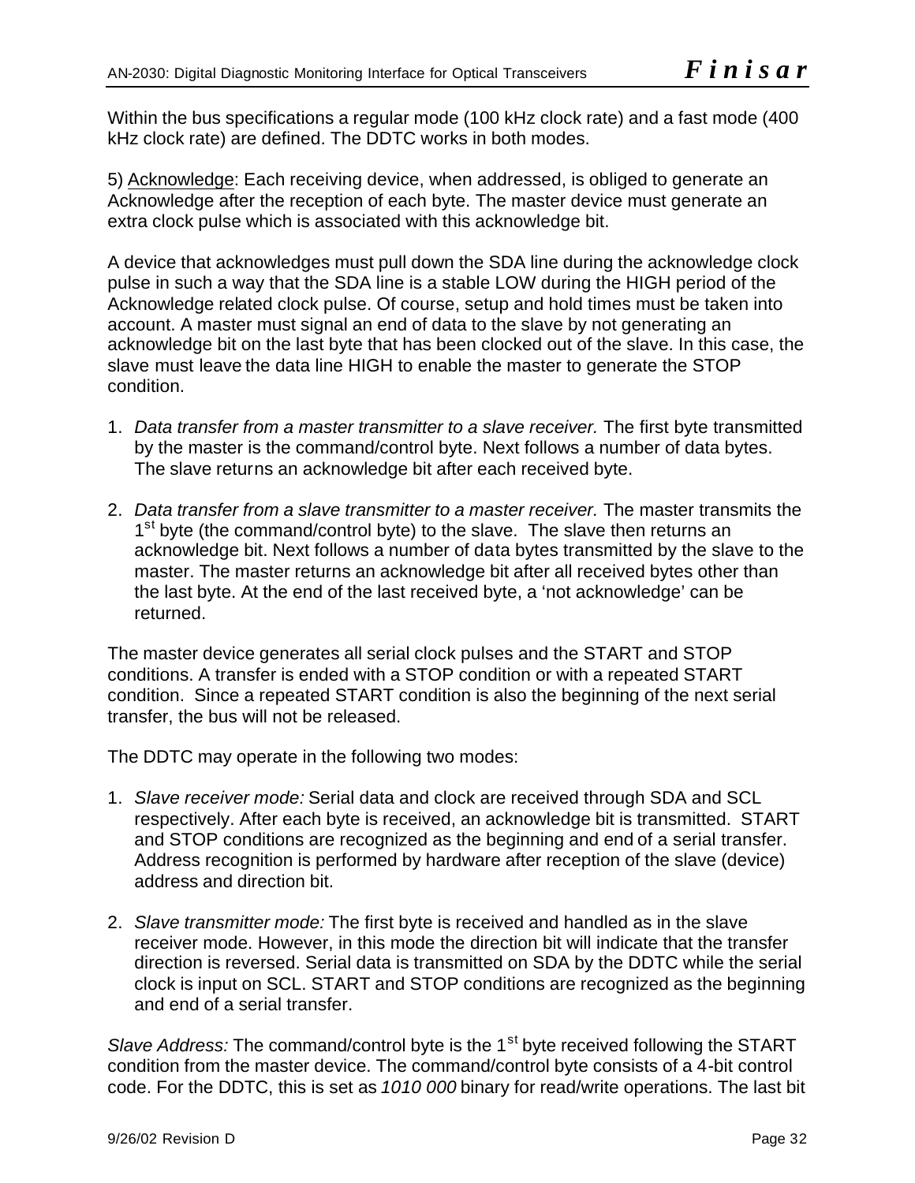Within the bus specifications a regular mode (100 kHz clock rate) and a fast mode (400 kHz clock rate) are defined. The DDTC works in both modes.

5) Acknowledge: Each receiving device, when addressed, is obliged to generate an Acknowledge after the reception of each byte. The master device must generate an extra clock pulse which is associated with this acknowledge bit.

A device that acknowledges must pull down the SDA line during the acknowledge clock pulse in such a way that the SDA line is a stable LOW during the HIGH period of the Acknowledge related clock pulse. Of course, setup and hold times must be taken into account. A master must signal an end of data to the slave by not generating an acknowledge bit on the last byte that has been clocked out of the slave. In this case, the slave must leave the data line HIGH to enable the master to generate the STOP condition.

1. *Data transfer from a master transmitter to a slave receiver.* The first byte transmitted by the master is the command/control byte. Next follows a number of data bytes. The slave returns an acknowledge bit after each received byte.

2. *Data transfer from a slave transmitter to a master receiver.* The master transmits the 1st byte (the command/control byte) to the slave. The slave then returns an acknowledge bit. Next follows a number of data bytes transmitted by the slave to the master. The master returns an acknowledge bit after all received bytes other than the last byte. At the end of the last received byte, a 'not acknowledge' can be returned.

The master device generates all serial clock pulses and the START and STOP conditions. A transfer is ended with a STOP condition or with a repeated START condition. Since a repeated START condition is also the beginning of the next serial transfer, the bus will not be released.

The DDTC may operate in the following two modes:

1. *Slave receiver mode:* Serial data and clock are received through SDA and SCL respectively. After each byte is received, an acknowledge bit is transmitted. START and STOP conditions are recognized as the beginning and end of a serial transfer. Address recognition is performed by hardware after reception of the slave (device) address and direction bit.

2. *Slave transmitter mode:* The first byte is received and handled as in the slave receiver mode. However, in this mode the direction bit will indicate that the transfer direction is reversed. Serial data is transmitted on SDA by the DDTC while the serial clock is input on SCL. START and STOP conditions are recognized as the beginning and end of a serial transfer.

*Slave Address:* The command/control byte is the 1st byte received following the START condition from the master device. The command/control byte consists of a 4-bit control code. For the DDTC, this is set as *1010 000* binary for read/write operations. The last bit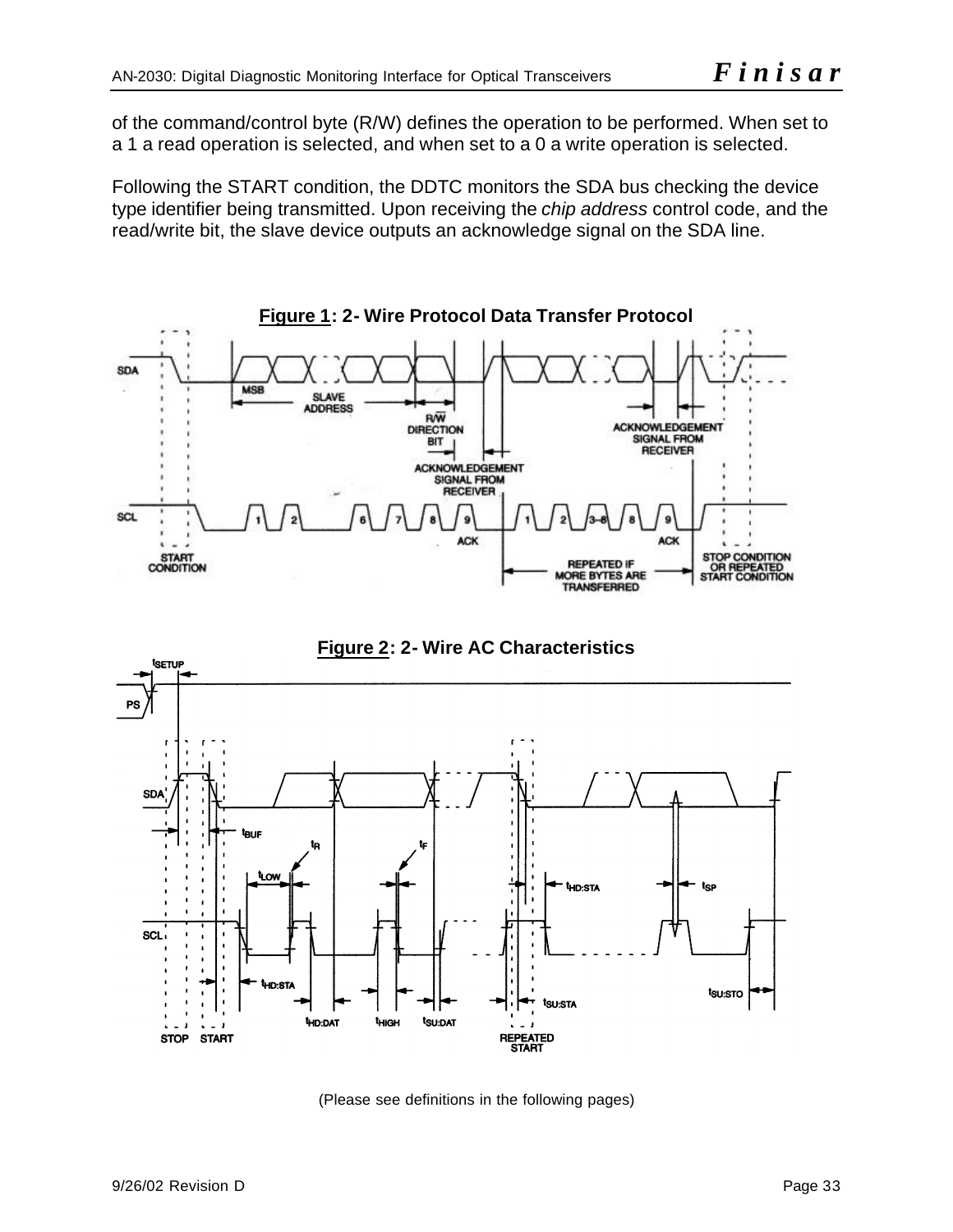of the command/control byte (R/W) defines the operation to be performed. When set to a 1 a read operation is selected, and when set to a 0 a write operation is selected.

Following the START condition, the DDTC monitors the SDA bus checking the device type identifier being transmitted. Upon receiving the *chip address* control code, and the read/write bit, the slave device outputs an acknowledge signal on the SDA line.

**Figure 1: 2- Wire Protocol Data Transfer Protocol**

**Figure 2: 2- Wire AC Characteristics**

(Please see definitions in the following pages)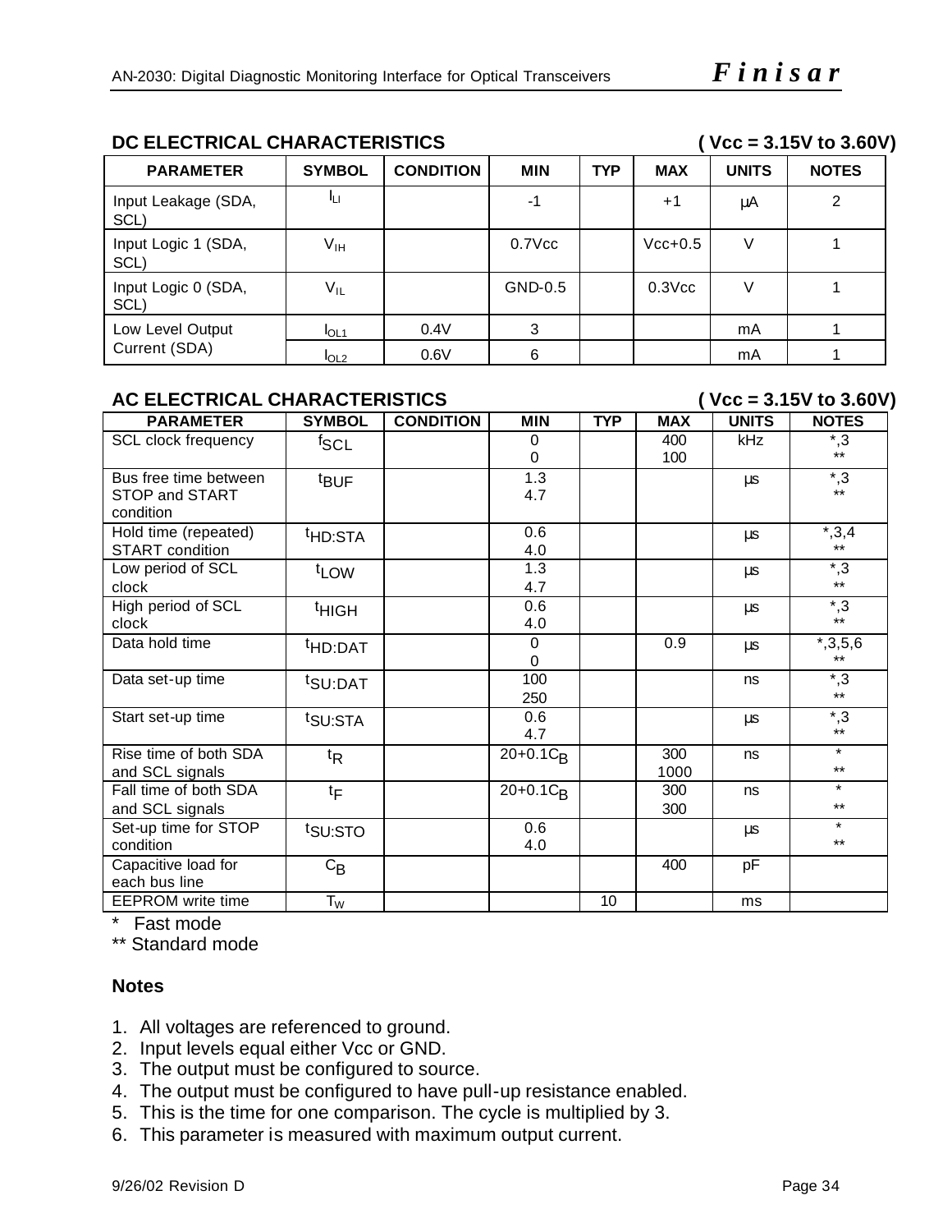### DC ELECTRICAL CHARACTERISTICS ( Vcc = 3.15V to 3.60V)

| PARAMETER | SYMBOL | CONDITION | MIN | TYP | MAX | UNITS | NOTES |
|---|---|---|---|---|---|---|---|
| Input Leakage (SDA, SCL) | $I_{LI}$ | | -1 | | +1 | μA | 2 |
| Input Logic 1 (SDA, SCL) | $V_{IH}$ | | 0.7Vcc | | Vcc+0.5 | V | 1 |
| Input Logic 0 (SDA, SCL) | $V_{IL}$ | | GND-0.5 | | 0.3Vcc | V | 1 |
| Low Level Output Current (SDA) | $I_{OL1}$ | 0.4V | 3 | | | mA | 1 |
| | $I_{OL2}$ | 0.6V | 6 | | | mA | 1 |

### AC ELECTRICAL CHARACTERISTICS ( Vcc = 3.15V to 3.60V)

| PARAMETER | SYMBOL | CONDITION | MIN | TYP | MAX | UNITS | NOTES |
|---|---|---|---|---|---|---|---|
| SCL clock frequency | $f_{SCL}$ | | 0<br>0 | | 400<br>100 | kHz | *,3<br>** |
| Bus free time between STOP and START condition | $t_{BUF}$ | | 1.3<br>4.7 | | | μs | *,3<br>** |
| Hold time (repeated) START condition | $t_{HD:STA}$ | | 0.6<br>4.0 | | | μs | *,3,4<br>** |
| Low period of SCL clock | $t_{LOW}$ | | 1.3<br>4.7 | | | μs | *,3<br>** |
| High period of SCL clock | $t_{HIGH}$ | | 0.6<br>4.0 | | | μs | *,3<br>** |
| Data hold time | $t_{HD:DAT}$ | | 0<br>0 | | 0.9 | μs | *,3,5,6<br>** |
| Data set-up time | $t_{SU:DAT}$ | | 100<br>250 | | | ns | *,3<br>** |
| Start set-up time | $t_{SU:STA}$ | | 0.6<br>4.7 | | | μs | *,3<br>** |
| Rise time of both SDA and SCL signals | $t_R$ | | $20+0.1C_B$ | | 300<br>1000 | ns | *<br>** |
| Fall time of both SDA and SCL signals | $t_F$ | | $20+0.1C_B$ | | 300<br>300 | ns | *<br>** |
| Set-up time for STOP condition | $t_{SU:STO}$ | | 0.6<br>4.0 | | | μs | *<br>** |
| Capacitive load for each bus line | $C_B$ | | | | 400 | pF | |
| EEPROM write time | $T_W$ | | | 10 | | ms | |

\* Fast mode

** Standard mode

**Notes**

1. All voltages are referenced to ground.
2. Input levels equal either Vcc or GND.
3. The output must be configured to source.
4. The output must be configured to have pull-up resistance enabled.
5. This is the time for one comparison. The cycle is multiplied by 3.
6. This parameter is measured with maximum output current.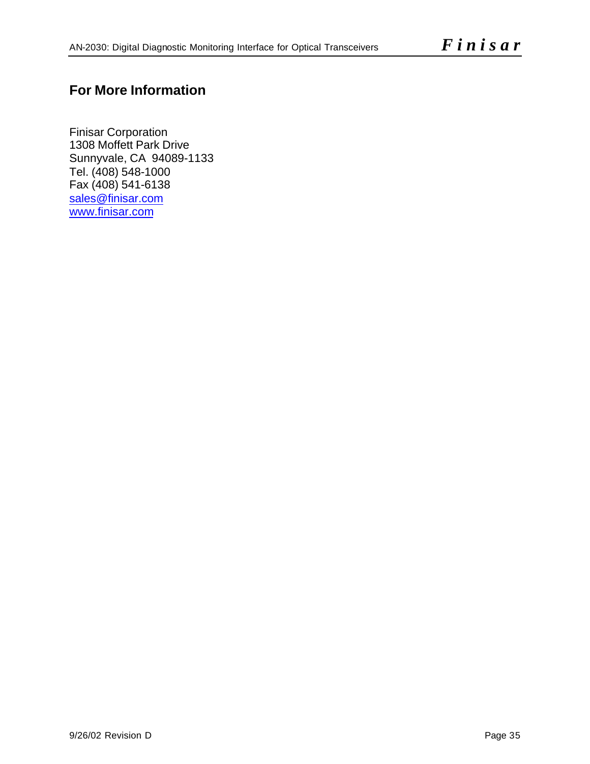## For More Information

Finisar Corporation
1308 Moffett Park Drive
Sunnyvale, CA  94089-1133
Tel. (408) 548-1000
Fax (408) 541-6138
sales@finisar.com
www.finisar.com